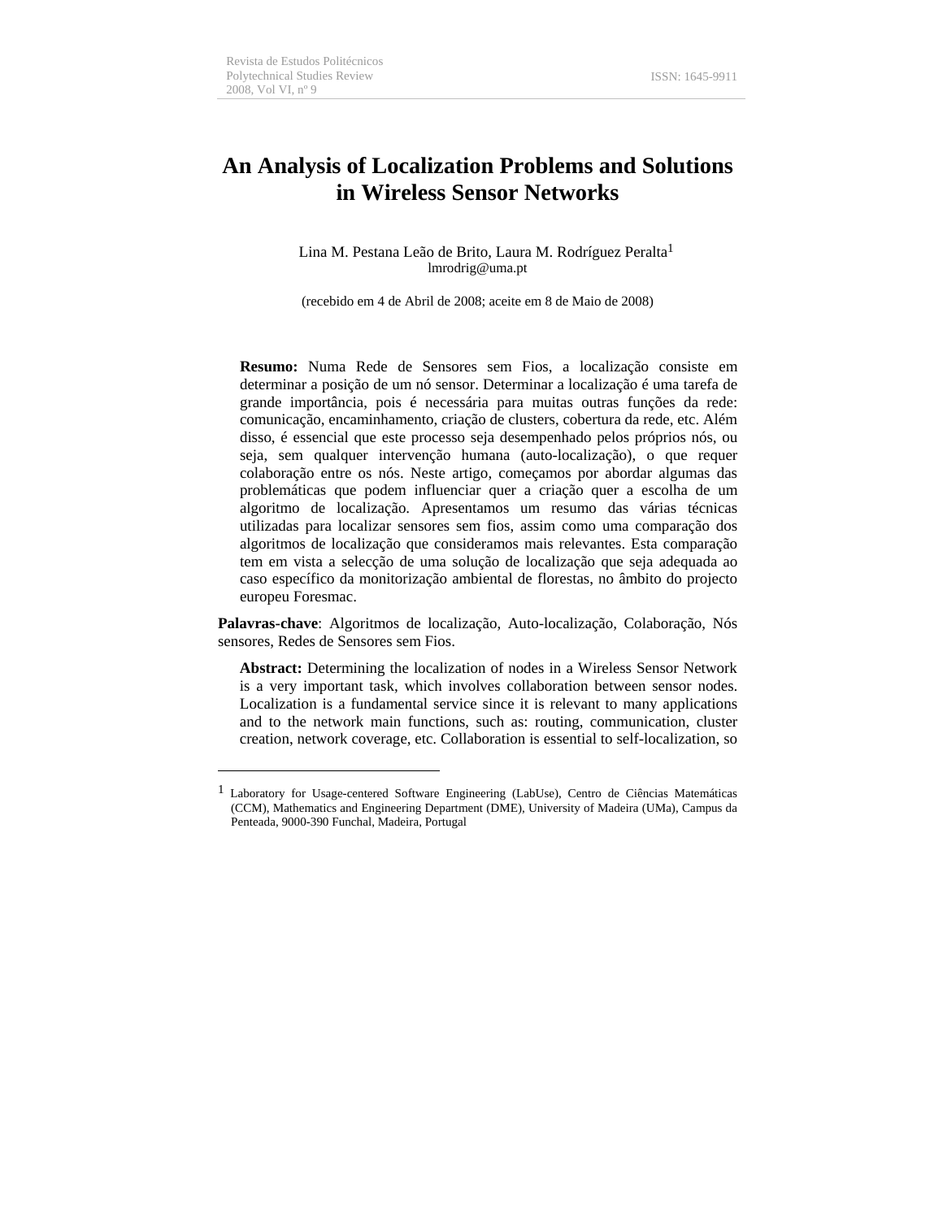# An Analysis of Localization Problems and Solutions in Wireless Sensor Networks

Lina M. Pestana Leão de Brito, Laura M. Rodríguez Peralta[1]
lmrodrig@uma.pt

(recebido em 4 de Abril de 2008; aceite em 8 de Maio de 2008)

**Resumo:** Numa Rede de Sensores sem Fios, a localização consiste em determinar a posição de um nó sensor. Determinar a localização é uma tarefa de grande importância, pois é necessária para muitas outras funções da rede: comunicação, encaminhamento, criação de clusters, cobertura da rede, etc. Além disso, é essencial que este processo seja desempenhado pelos próprios nós, ou seja, sem qualquer intervenção humana (auto-localização), o que requer colaboração entre os nós. Neste artigo, começamos por abordar algumas das problemáticas que podem influenciar quer a criação quer a escolha de um algoritmo de localização. Apresentamos um resumo das várias técnicas utilizadas para localizar sensores sem fios, assim como uma comparação dos algoritmos de localização que consideramos mais relevantes. Esta comparação tem em vista a selecção de uma solução de localização que seja adequada ao caso específico da monitorização ambiental de florestas, no âmbito do projecto europeu Foresmac.

**Palavras-chave**: Algoritmos de localização, Auto-localização, Colaboração, Nós sensores, Redes de Sensores sem Fios.

**Abstract:** Determining the localization of nodes in a Wireless Sensor Network is a very important task, which involves collaboration between sensor nodes. Localization is a fundamental service since it is relevant to many applications and to the network main functions, such as: routing, communication, cluster creation, network coverage, etc. Collaboration is essential to self-localization, so

[1] Laboratory for Usage-centered Software Engineering (LabUse), Centro de Ciências Matemáticas (CCM), Mathematics and Engineering Department (DME), University of Madeira (UMa), Campus da Penteada, 9000-390 Funchal, Madeira, Portugal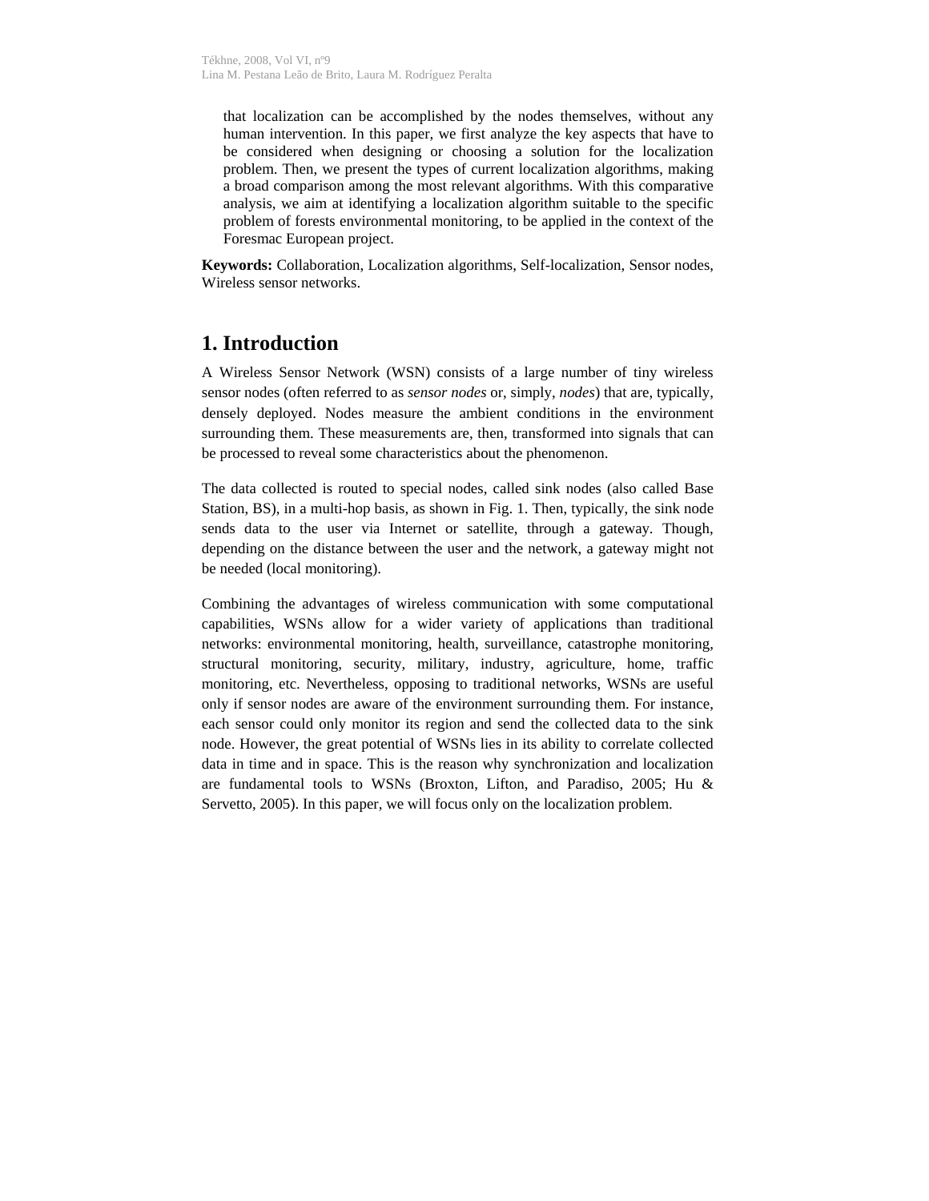that localization can be accomplished by the nodes themselves, without any human intervention. In this paper, we first analyze the key aspects that have to be considered when designing or choosing a solution for the localization problem. Then, we present the types of current localization algorithms, making a broad comparison among the most relevant algorithms. With this comparative analysis, we aim at identifying a localization algorithm suitable to the specific problem of forests environmental monitoring, to be applied in the context of the Foresmac European project.

**Keywords:** Collaboration, Localization algorithms, Self-localization, Sensor nodes, Wireless sensor networks.

## 1. Introduction

A Wireless Sensor Network (WSN) consists of a large number of tiny wireless sensor nodes (often referred to as *sensor nodes* or, simply, *nodes*) that are, typically, densely deployed. Nodes measure the ambient conditions in the environment surrounding them. These measurements are, then, transformed into signals that can be processed to reveal some characteristics about the phenomenon.

The data collected is routed to special nodes, called sink nodes (also called Base Station, BS), in a multi-hop basis, as shown in Fig. 1. Then, typically, the sink node sends data to the user via Internet or satellite, through a gateway. Though, depending on the distance between the user and the network, a gateway might not be needed (local monitoring).

Combining the advantages of wireless communication with some computational capabilities, WSNs allow for a wider variety of applications than traditional networks: environmental monitoring, health, surveillance, catastrophe monitoring, structural monitoring, security, military, industry, agriculture, home, traffic monitoring, etc. Nevertheless, opposing to traditional networks, WSNs are useful only if sensor nodes are aware of the environment surrounding them. For instance, each sensor could only monitor its region and send the collected data to the sink node. However, the great potential of WSNs lies in its ability to correlate collected data in time and in space. This is the reason why synchronization and localization are fundamental tools to WSNs (Broxton, Lifton, and Paradiso, 2005; Hu & Servetto, 2005). In this paper, we will focus only on the localization problem.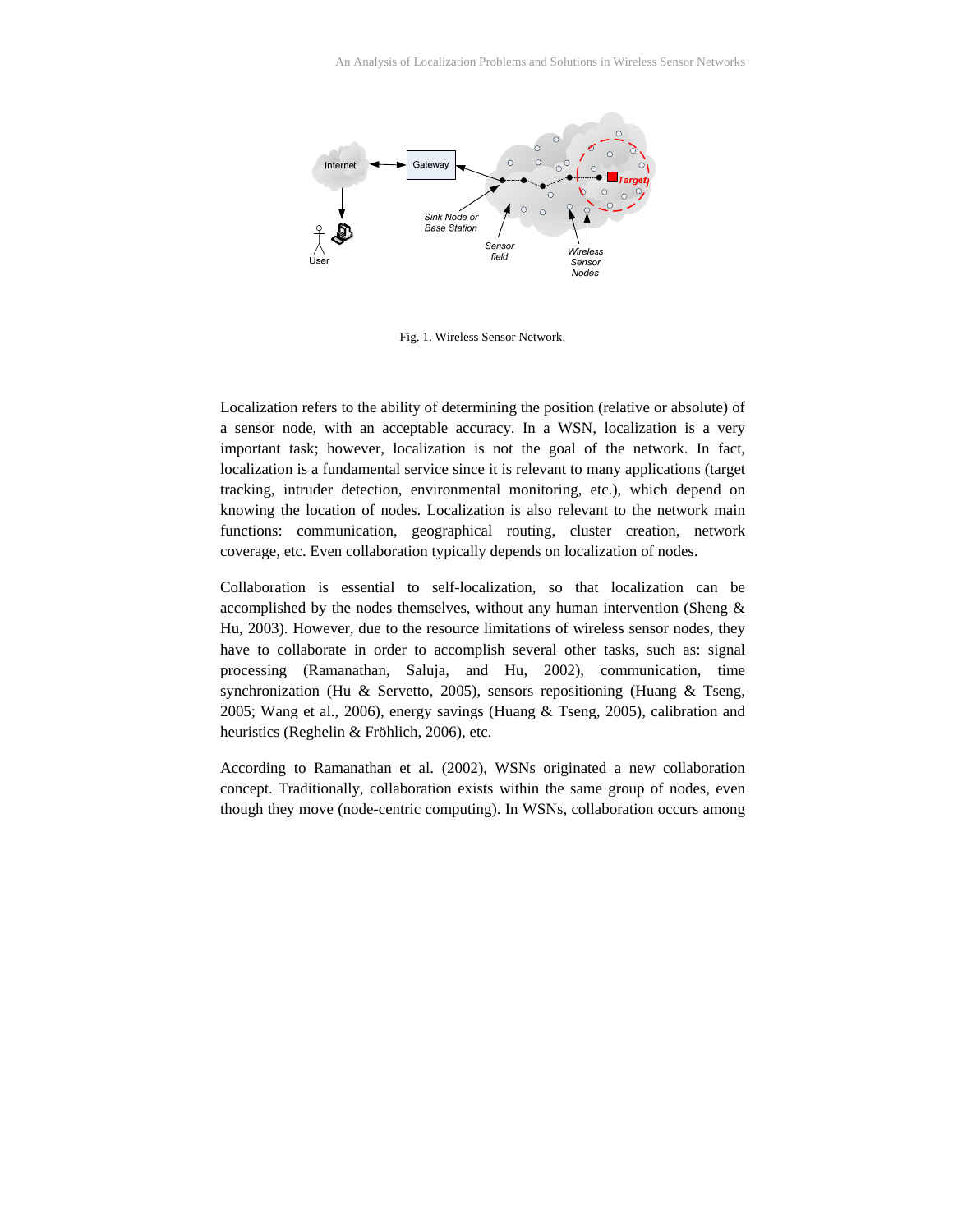Fig. 1. Wireless Sensor Network.

Localization refers to the ability of determining the position (relative or absolute) of a sensor node, with an acceptable accuracy. In a WSN, localization is a very important task; however, localization is not the goal of the network. In fact, localization is a fundamental service since it is relevant to many applications (target tracking, intruder detection, environmental monitoring, etc.), which depend on knowing the location of nodes. Localization is also relevant to the network main functions: communication, geographical routing, cluster creation, network coverage, etc. Even collaboration typically depends on localization of nodes.

Collaboration is essential to self-localization, so that localization can be accomplished by the nodes themselves, without any human intervention (Sheng & Hu, 2003). However, due to the resource limitations of wireless sensor nodes, they have to collaborate in order to accomplish several other tasks, such as: signal processing (Ramanathan, Saluja, and Hu, 2002), communication, time synchronization (Hu & Servetto, 2005), sensors repositioning (Huang & Tseng, 2005; Wang et al., 2006), energy savings (Huang & Tseng, 2005), calibration and heuristics (Reghelin & Fröhlich, 2006), etc.

According to Ramanathan et al. (2002), WSNs originated a new collaboration concept. Traditionally, collaboration exists within the same group of nodes, even though they move (node-centric computing). In WSNs, collaboration occurs among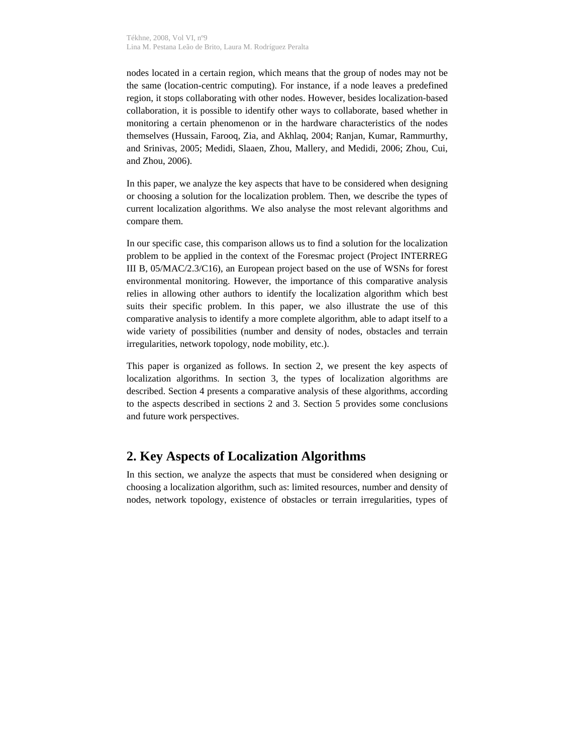nodes located in a certain region, which means that the group of nodes may not be the same (location-centric computing). For instance, if a node leaves a predefined region, it stops collaborating with other nodes. However, besides localization-based collaboration, it is possible to identify other ways to collaborate, based whether in monitoring a certain phenomenon or in the hardware characteristics of the nodes themselves (Hussain, Farooq, Zia, and Akhlaq, 2004; Ranjan, Kumar, Rammurthy, and Srinivas, 2005; Medidi, Slaaen, Zhou, Mallery, and Medidi, 2006; Zhou, Cui, and Zhou, 2006).

In this paper, we analyze the key aspects that have to be considered when designing or choosing a solution for the localization problem. Then, we describe the types of current localization algorithms. We also analyse the most relevant algorithms and compare them.

In our specific case, this comparison allows us to find a solution for the localization problem to be applied in the context of the Foresmac project (Project INTERREG III B, 05/MAC/2.3/C16), an European project based on the use of WSNs for forest environmental monitoring. However, the importance of this comparative analysis relies in allowing other authors to identify the localization algorithm which best suits their specific problem. In this paper, we also illustrate the use of this comparative analysis to identify a more complete algorithm, able to adapt itself to a wide variety of possibilities (number and density of nodes, obstacles and terrain irregularities, network topology, node mobility, etc.).

This paper is organized as follows. In section 2, we present the key aspects of localization algorithms. In section 3, the types of localization algorithms are described. Section 4 presents a comparative analysis of these algorithms, according to the aspects described in sections 2 and 3. Section 5 provides some conclusions and future work perspectives.

## 2. Key Aspects of Localization Algorithms

In this section, we analyze the aspects that must be considered when designing or choosing a localization algorithm, such as: limited resources, number and density of nodes, network topology, existence of obstacles or terrain irregularities, types of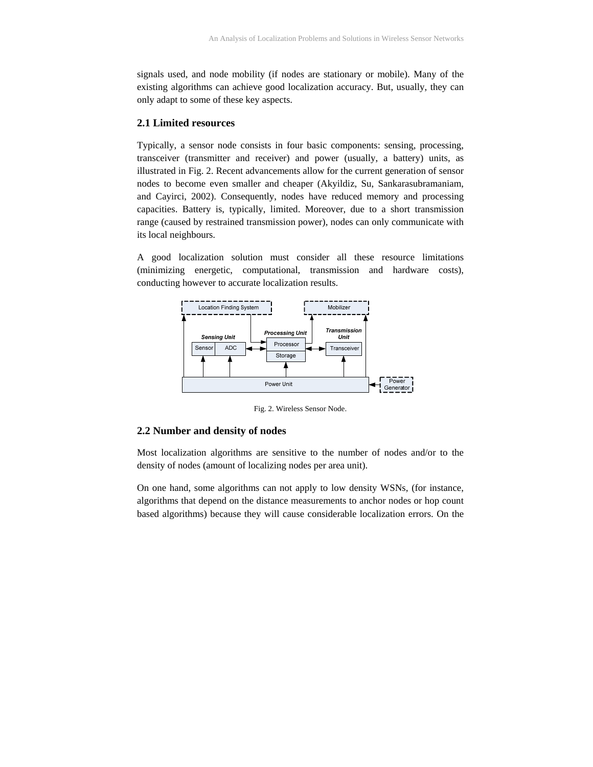signals used, and node mobility (if nodes are stationary or mobile). Many of the existing algorithms can achieve good localization accuracy. But, usually, they can only adapt to some of these key aspects.

## 2.1 Limited resources

Typically, a sensor node consists in four basic components: sensing, processing, transceiver (transmitter and receiver) and power (usually, a battery) units, as illustrated in Fig. 2. Recent advancements allow for the current generation of sensor nodes to become even smaller and cheaper (Akyildiz, Su, Sankarasubramaniam, and Cayirci, 2002). Consequently, nodes have reduced memory and processing capacities. Battery is, typically, limited. Moreover, due to a short transmission range (caused by restrained transmission power), nodes can only communicate with its local neighbours.

A good localization solution must consider all these resource limitations (minimizing energetic, computational, transmission and hardware costs), conducting however to accurate localization results.

Fig. 2. Wireless Sensor Node.

## 2.2 Number and density of nodes

Most localization algorithms are sensitive to the number of nodes and/or to the density of nodes (amount of localizing nodes per area unit).

On one hand, some algorithms can not apply to low density WSNs, (for instance, algorithms that depend on the distance measurements to anchor nodes or hop count based algorithms) because they will cause considerable localization errors. On the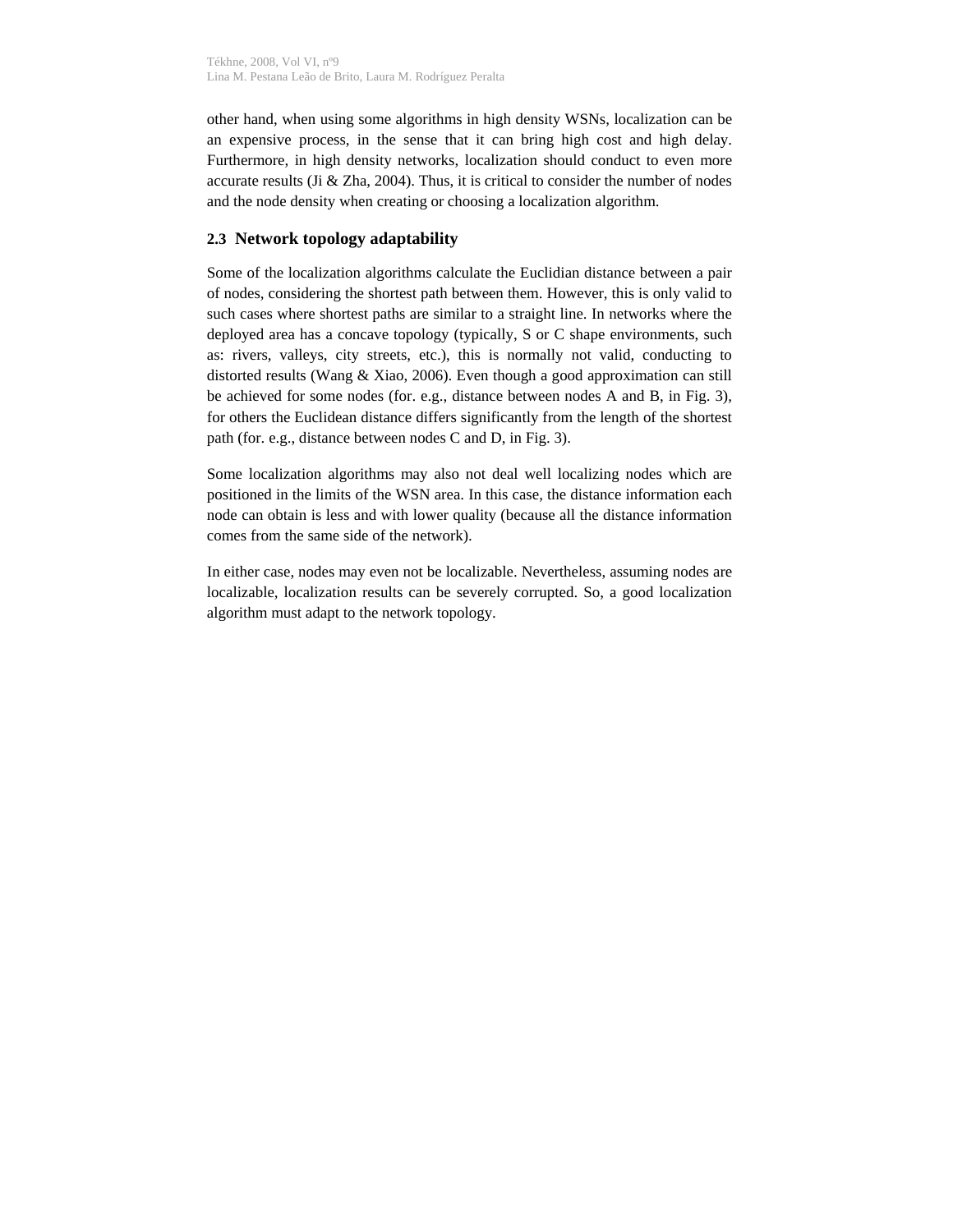other hand, when using some algorithms in high density WSNs, localization can be an expensive process, in the sense that it can bring high cost and high delay. Furthermore, in high density networks, localization should conduct to even more accurate results (Ji & Zha, 2004). Thus, it is critical to consider the number of nodes and the node density when creating or choosing a localization algorithm.

### 2.3 Network topology adaptability

Some of the localization algorithms calculate the Euclidian distance between a pair of nodes, considering the shortest path between them. However, this is only valid to such cases where shortest paths are similar to a straight line. In networks where the deployed area has a concave topology (typically, S or C shape environments, such as: rivers, valleys, city streets, etc.), this is normally not valid, conducting to distorted results (Wang & Xiao, 2006). Even though a good approximation can still be achieved for some nodes (for. e.g., distance between nodes A and B, in Fig. 3), for others the Euclidean distance differs significantly from the length of the shortest path (for. e.g., distance between nodes C and D, in Fig. 3).

Some localization algorithms may also not deal well localizing nodes which are positioned in the limits of the WSN area. In this case, the distance information each node can obtain is less and with lower quality (because all the distance information comes from the same side of the network).

In either case, nodes may even not be localizable. Nevertheless, assuming nodes are localizable, localization results can be severely corrupted. So, a good localization algorithm must adapt to the network topology.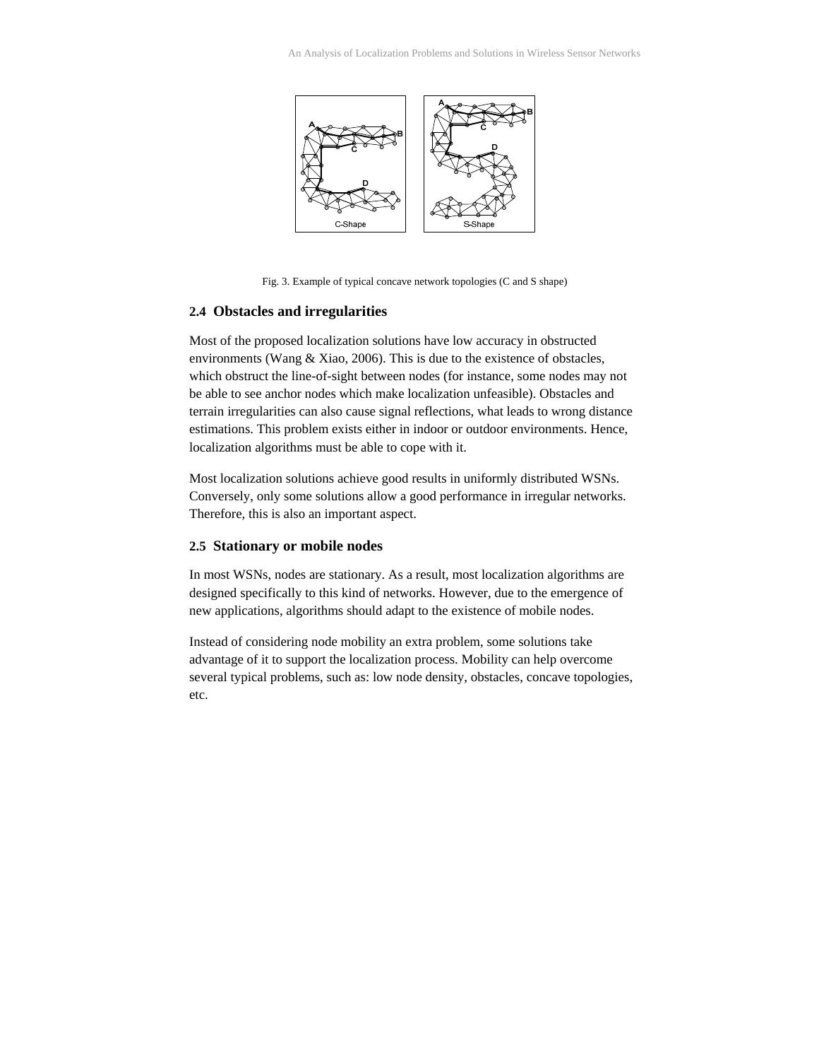Fig. 3. Example of typical concave network topologies (C and S shape)

### 2.4 Obstacles and irregularities

Most of the proposed localization solutions have low accuracy in obstructed environments (Wang & Xiao, 2006). This is due to the existence of obstacles, which obstruct the line-of-sight between nodes (for instance, some nodes may not be able to see anchor nodes which make localization unfeasible). Obstacles and terrain irregularities can also cause signal reflections, what leads to wrong distance estimations. This problem exists either in indoor or outdoor environments. Hence, localization algorithms must be able to cope with it.

Most localization solutions achieve good results in uniformly distributed WSNs. Conversely, only some solutions allow a good performance in irregular networks. Therefore, this is also an important aspect.

### 2.5 Stationary or mobile nodes

In most WSNs, nodes are stationary. As a result, most localization algorithms are designed specifically to this kind of networks. However, due to the emergence of new applications, algorithms should adapt to the existence of mobile nodes.

Instead of considering node mobility an extra problem, some solutions take advantage of it to support the localization process. Mobility can help overcome several typical problems, such as: low node density, obstacles, concave topologies, etc.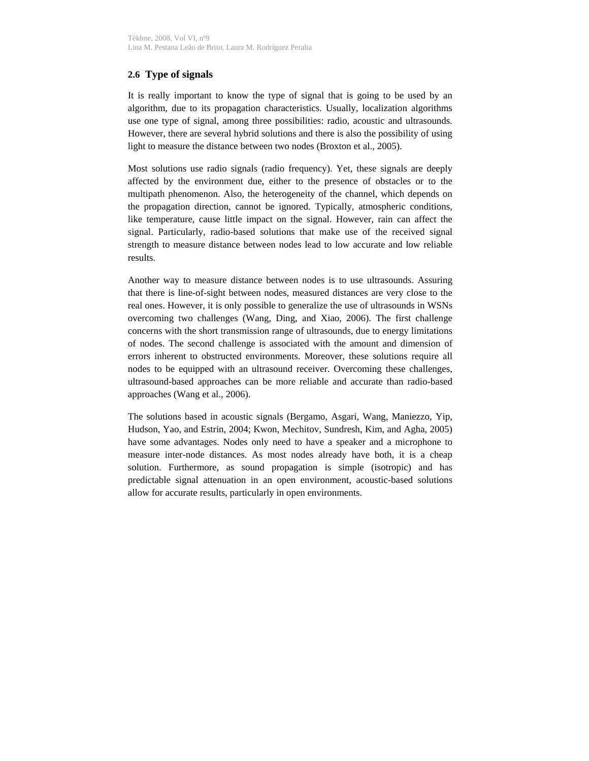## 2.6 Type of signals

It is really important to know the type of signal that is going to be used by an algorithm, due to its propagation characteristics. Usually, localization algorithms use one type of signal, among three possibilities: radio, acoustic and ultrasounds. However, there are several hybrid solutions and there is also the possibility of using light to measure the distance between two nodes (Broxton et al., 2005).

Most solutions use radio signals (radio frequency). Yet, these signals are deeply affected by the environment due, either to the presence of obstacles or to the multipath phenomenon. Also, the heterogeneity of the channel, which depends on the propagation direction, cannot be ignored. Typically, atmospheric conditions, like temperature, cause little impact on the signal. However, rain can affect the signal. Particularly, radio-based solutions that make use of the received signal strength to measure distance between nodes lead to low accurate and low reliable results.

Another way to measure distance between nodes is to use ultrasounds. Assuring that there is line-of-sight between nodes, measured distances are very close to the real ones. However, it is only possible to generalize the use of ultrasounds in WSNs overcoming two challenges (Wang, Ding, and Xiao, 2006). The first challenge concerns with the short transmission range of ultrasounds, due to energy limitations of nodes. The second challenge is associated with the amount and dimension of errors inherent to obstructed environments. Moreover, these solutions require all nodes to be equipped with an ultrasound receiver. Overcoming these challenges, ultrasound-based approaches can be more reliable and accurate than radio-based approaches (Wang et al., 2006).

The solutions based in acoustic signals (Bergamo, Asgari, Wang, Maniezzo, Yip, Hudson, Yao, and Estrin, 2004; Kwon, Mechitov, Sundresh, Kim, and Agha, 2005) have some advantages. Nodes only need to have a speaker and a microphone to measure inter-node distances. As most nodes already have both, it is a cheap solution. Furthermore, as sound propagation is simple (isotropic) and has predictable signal attenuation in an open environment, acoustic-based solutions allow for accurate results, particularly in open environments.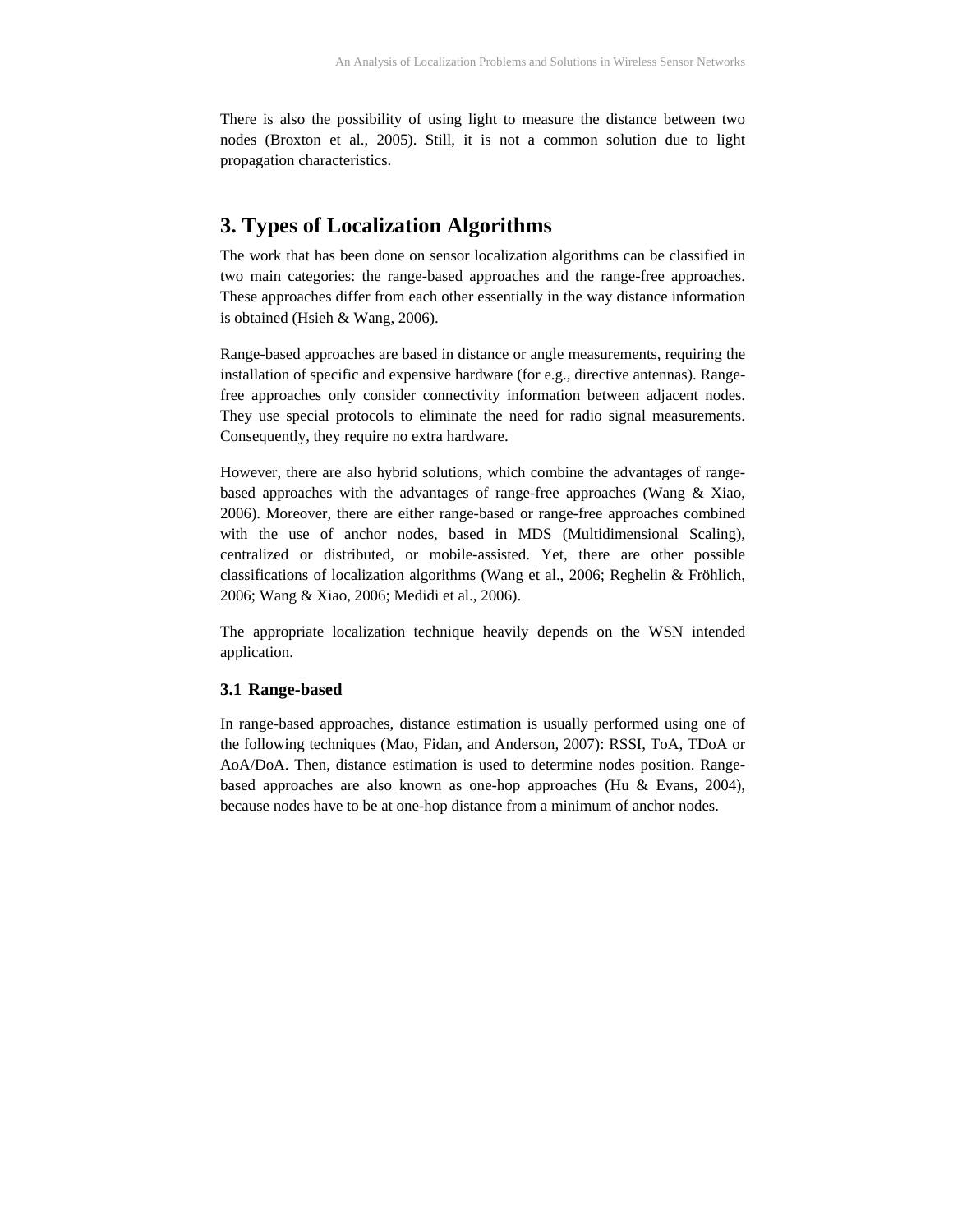There is also the possibility of using light to measure the distance between two nodes (Broxton et al., 2005). Still, it is not a common solution due to light propagation characteristics.

# 3. Types of Localization Algorithms

The work that has been done on sensor localization algorithms can be classified in two main categories: the range-based approaches and the range-free approaches. These approaches differ from each other essentially in the way distance information is obtained (Hsieh & Wang, 2006).

Range-based approaches are based in distance or angle measurements, requiring the installation of specific and expensive hardware (for e.g., directive antennas). Range-free approaches only consider connectivity information between adjacent nodes. They use special protocols to eliminate the need for radio signal measurements. Consequently, they require no extra hardware.

However, there are also hybrid solutions, which combine the advantages of range-based approaches with the advantages of range-free approaches (Wang & Xiao, 2006). Moreover, there are either range-based or range-free approaches combined with the use of anchor nodes, based in MDS (Multidimensional Scaling), centralized or distributed, or mobile-assisted. Yet, there are other possible classifications of localization algorithms (Wang et al., 2006; Reghelin & Fröhlich, 2006; Wang & Xiao, 2006; Medidi et al., 2006).

The appropriate localization technique heavily depends on the WSN intended application.

## 3.1 Range-based

In range-based approaches, distance estimation is usually performed using one of the following techniques (Mao, Fidan, and Anderson, 2007): RSSI, ToA, TDoA or AoA/DoA. Then, distance estimation is used to determine nodes position. Range-based approaches are also known as one-hop approaches (Hu & Evans, 2004), because nodes have to be at one-hop distance from a minimum of anchor nodes.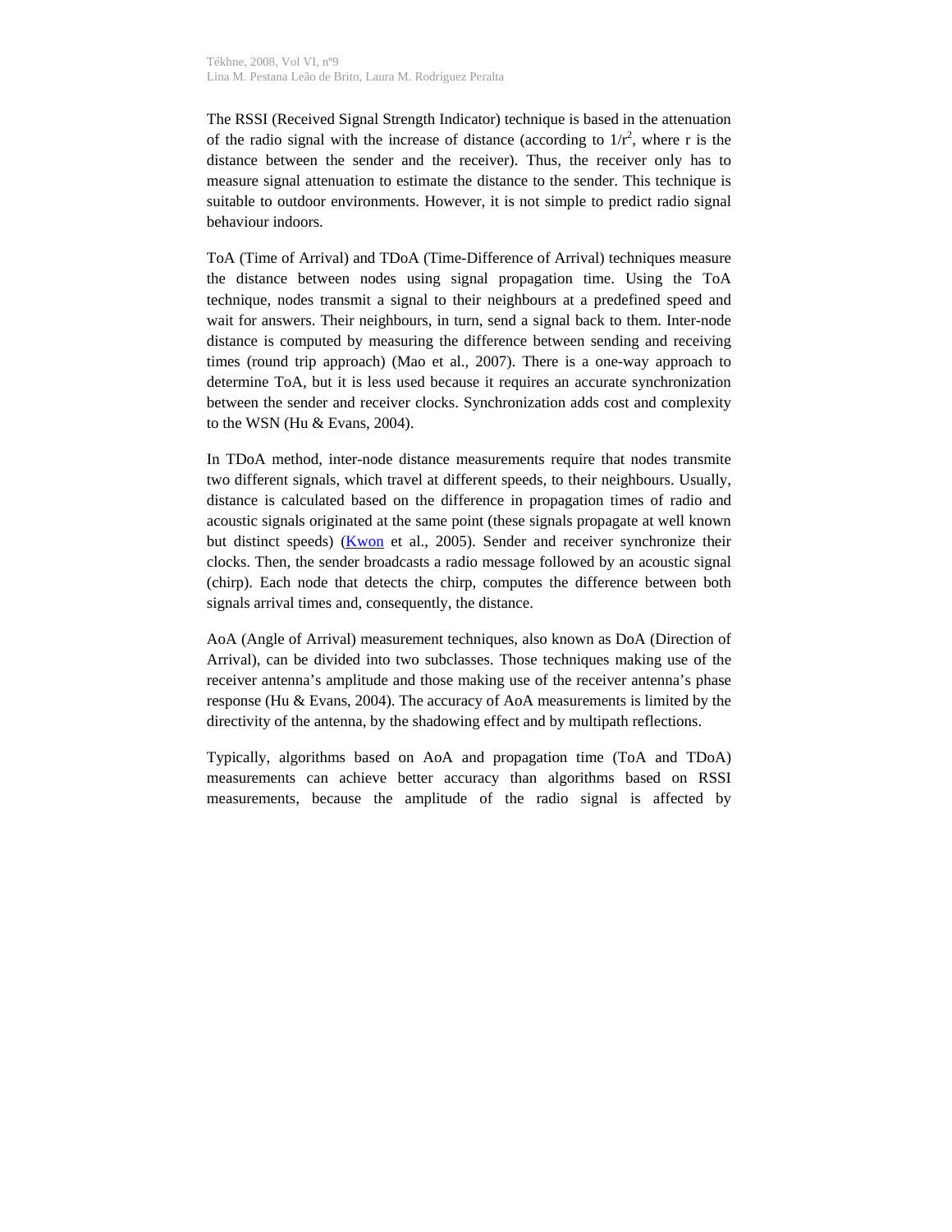The RSSI (Received Signal Strength Indicator) technique is based in the attenuation of the radio signal with the increase of distance (according to $1/r^2$, where r is the distance between the sender and the receiver). Thus, the receiver only has to measure signal attenuation to estimate the distance to the sender. This technique is suitable to outdoor environments. However, it is not simple to predict radio signal behaviour indoors.

ToA (Time of Arrival) and TDoA (Time-Difference of Arrival) techniques measure the distance between nodes using signal propagation time. Using the ToA technique, nodes transmit a signal to their neighbours at a predefined speed and wait for answers. Their neighbours, in turn, send a signal back to them. Inter-node distance is computed by measuring the difference between sending and receiving times (round trip approach) (Mao et al., 2007). There is a one-way approach to determine ToA, but it is less used because it requires an accurate synchronization between the sender and receiver clocks. Synchronization adds cost and complexity to the WSN (Hu & Evans, 2004).

In TDoA method, inter-node distance measurements require that nodes transmite two different signals, which travel at different speeds, to their neighbours. Usually, distance is calculated based on the difference in propagation times of radio and acoustic signals originated at the same point (these signals propagate at well known but distinct speeds) (Kwon et al., 2005). Sender and receiver synchronize their clocks. Then, the sender broadcasts a radio message followed by an acoustic signal (chirp). Each node that detects the chirp, computes the difference between both signals arrival times and, consequently, the distance.

AoA (Angle of Arrival) measurement techniques, also known as DoA (Direction of Arrival), can be divided into two subclasses. Those techniques making use of the receiver antenna's amplitude and those making use of the receiver antenna's phase response (Hu & Evans, 2004). The accuracy of AoA measurements is limited by the directivity of the antenna, by the shadowing effect and by multipath reflections.

Typically, algorithms based on AoA and propagation time (ToA and TDoA) measurements can achieve better accuracy than algorithms based on RSSI measurements, because the amplitude of the radio signal is affected by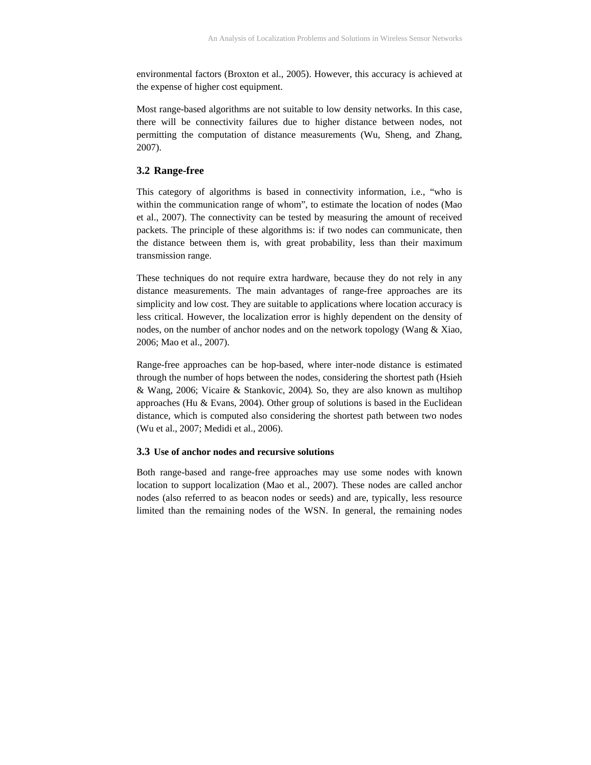environmental factors (Broxton et al., 2005). However, this accuracy is achieved at the expense of higher cost equipment.

Most range-based algorithms are not suitable to low density networks. In this case, there will be connectivity failures due to higher distance between nodes, not permitting the computation of distance measurements (Wu, Sheng, and Zhang, 2007).

## 3.2 Range-free

This category of algorithms is based in connectivity information, i.e., "who is within the communication range of whom", to estimate the location of nodes (Mao et al., 2007). The connectivity can be tested by measuring the amount of received packets. The principle of these algorithms is: if two nodes can communicate, then the distance between them is, with great probability, less than their maximum transmission range.

These techniques do not require extra hardware, because they do not rely in any distance measurements. The main advantages of range-free approaches are its simplicity and low cost. They are suitable to applications where location accuracy is less critical. However, the localization error is highly dependent on the density of nodes, on the number of anchor nodes and on the network topology (Wang & Xiao, 2006; Mao et al., 2007).

Range-free approaches can be hop-based, where inter-node distance is estimated through the number of hops between the nodes, considering the shortest path (Hsieh & Wang, 2006; Vicaire & Stankovic, 2004). So, they are also known as multihop approaches (Hu & Evans, 2004). Other group of solutions is based in the Euclidean distance, which is computed also considering the shortest path between two nodes (Wu et al., 2007; Medidi et al., 2006).

## 3.3 Use of anchor nodes and recursive solutions

Both range-based and range-free approaches may use some nodes with known location to support localization (Mao et al., 2007). These nodes are called anchor nodes (also referred to as beacon nodes or seeds) and are, typically, less resource limited than the remaining nodes of the WSN. In general, the remaining nodes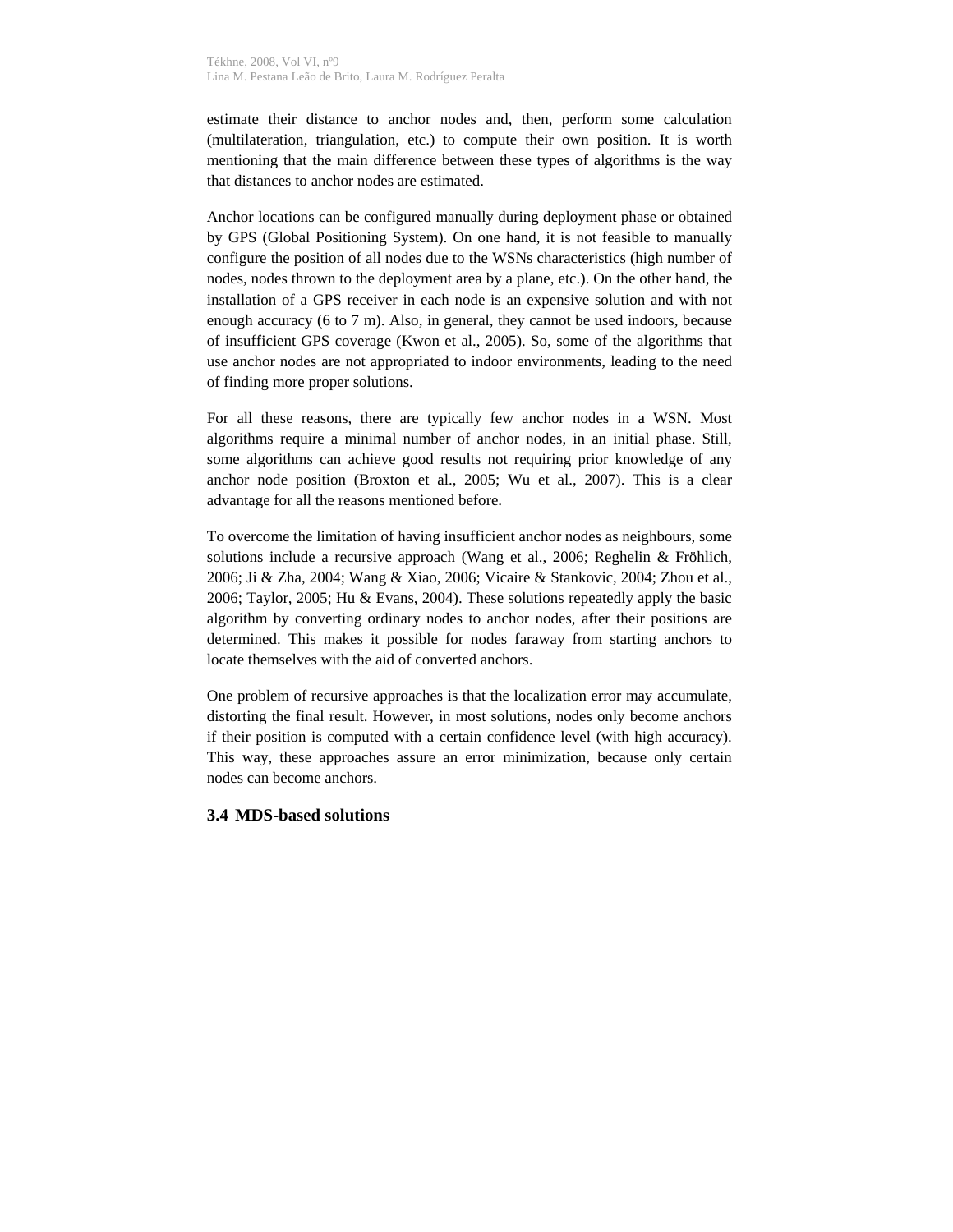estimate their distance to anchor nodes and, then, perform some calculation (multilateration, triangulation, etc.) to compute their own position. It is worth mentioning that the main difference between these types of algorithms is the way that distances to anchor nodes are estimated.

Anchor locations can be configured manually during deployment phase or obtained by GPS (Global Positioning System). On one hand, it is not feasible to manually configure the position of all nodes due to the WSNs characteristics (high number of nodes, nodes thrown to the deployment area by a plane, etc.). On the other hand, the installation of a GPS receiver in each node is an expensive solution and with not enough accuracy (6 to 7 m). Also, in general, they cannot be used indoors, because of insufficient GPS coverage (Kwon et al., 2005). So, some of the algorithms that use anchor nodes are not appropriated to indoor environments, leading to the need of finding more proper solutions.

For all these reasons, there are typically few anchor nodes in a WSN. Most algorithms require a minimal number of anchor nodes, in an initial phase. Still, some algorithms can achieve good results not requiring prior knowledge of any anchor node position (Broxton et al., 2005; Wu et al., 2007). This is a clear advantage for all the reasons mentioned before.

To overcome the limitation of having insufficient anchor nodes as neighbours, some solutions include a recursive approach (Wang et al., 2006; Reghelin & Fröhlich, 2006; Ji & Zha, 2004; Wang & Xiao, 2006; Vicaire & Stankovic, 2004; Zhou et al., 2006; Taylor, 2005; Hu & Evans, 2004). These solutions repeatedly apply the basic algorithm by converting ordinary nodes to anchor nodes, after their positions are determined. This makes it possible for nodes faraway from starting anchors to locate themselves with the aid of converted anchors.

One problem of recursive approaches is that the localization error may accumulate, distorting the final result. However, in most solutions, nodes only become anchors if their position is computed with a certain confidence level (with high accuracy). This way, these approaches assure an error minimization, because only certain nodes can become anchors.

### 3.4 MDS-based solutions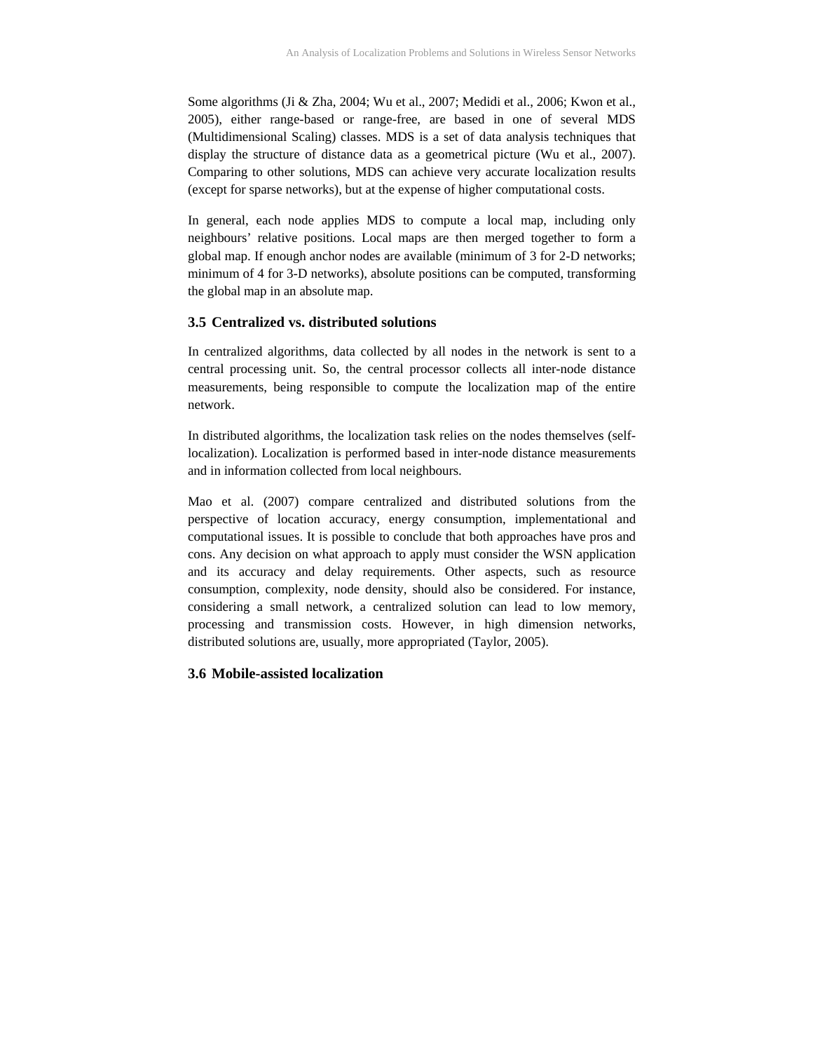Some algorithms (Ji & Zha, 2004; Wu et al., 2007; Medidi et al., 2006; Kwon et al., 2005), either range-based or range-free, are based in one of several MDS (Multidimensional Scaling) classes. MDS is a set of data analysis techniques that display the structure of distance data as a geometrical picture (Wu et al., 2007). Comparing to other solutions, MDS can achieve very accurate localization results (except for sparse networks), but at the expense of higher computational costs.

In general, each node applies MDS to compute a local map, including only neighbours' relative positions. Local maps are then merged together to form a global map. If enough anchor nodes are available (minimum of 3 for 2-D networks; minimum of 4 for 3-D networks), absolute positions can be computed, transforming the global map in an absolute map.

### 3.5 Centralized vs. distributed solutions

In centralized algorithms, data collected by all nodes in the network is sent to a central processing unit. So, the central processor collects all inter-node distance measurements, being responsible to compute the localization map of the entire network.

In distributed algorithms, the localization task relies on the nodes themselves (self-localization). Localization is performed based in inter-node distance measurements and in information collected from local neighbours.

Mao et al. (2007) compare centralized and distributed solutions from the perspective of location accuracy, energy consumption, implementational and computational issues. It is possible to conclude that both approaches have pros and cons. Any decision on what approach to apply must consider the WSN application and its accuracy and delay requirements. Other aspects, such as resource consumption, complexity, node density, should also be considered. For instance, considering a small network, a centralized solution can lead to low memory, processing and transmission costs. However, in high dimension networks, distributed solutions are, usually, more appropriated (Taylor, 2005).

### 3.6 Mobile-assisted localization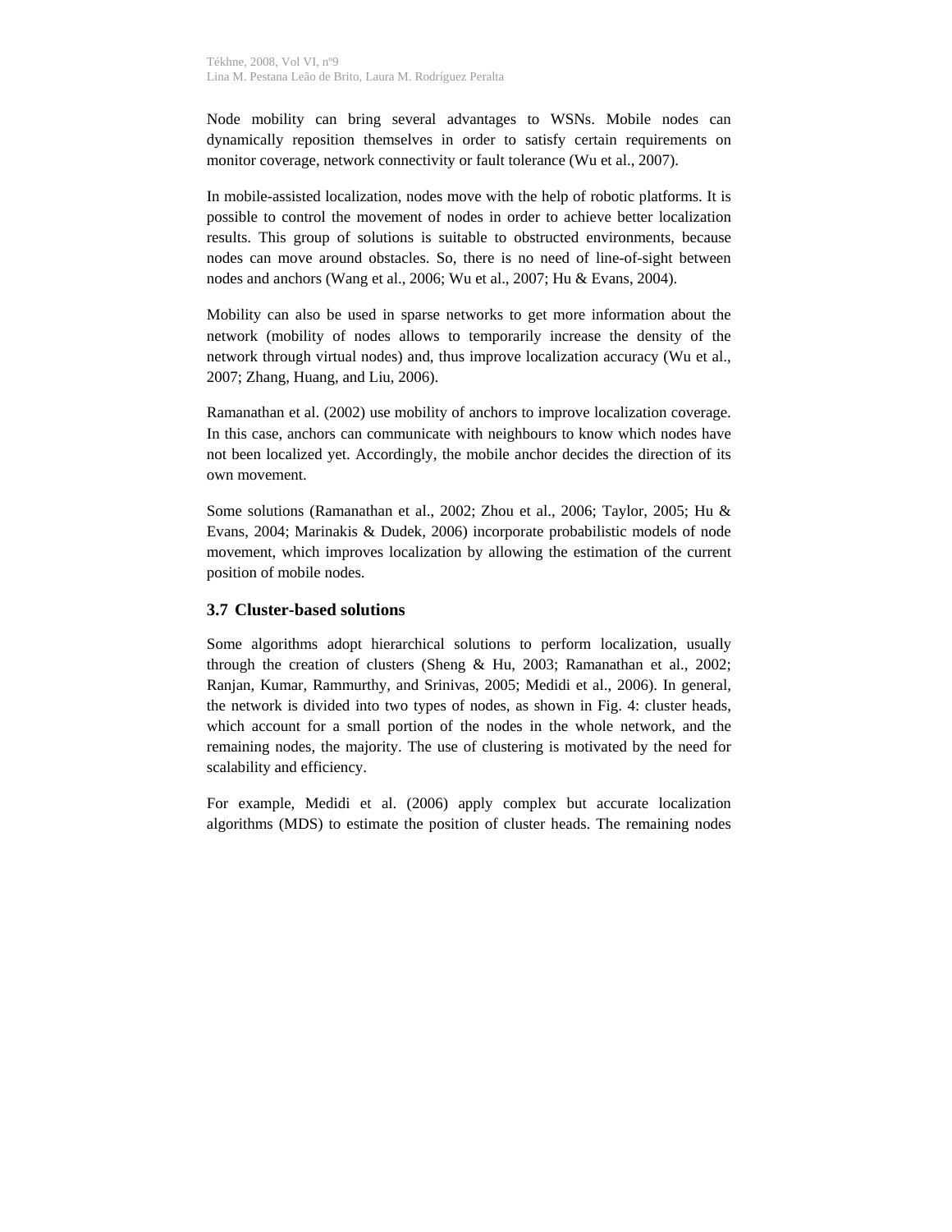Node mobility can bring several advantages to WSNs. Mobile nodes can dynamically reposition themselves in order to satisfy certain requirements on monitor coverage, network connectivity or fault tolerance (Wu et al., 2007).

In mobile-assisted localization, nodes move with the help of robotic platforms. It is possible to control the movement of nodes in order to achieve better localization results. This group of solutions is suitable to obstructed environments, because nodes can move around obstacles. So, there is no need of line-of-sight between nodes and anchors (Wang et al., 2006; Wu et al., 2007; Hu & Evans, 2004).

Mobility can also be used in sparse networks to get more information about the network (mobility of nodes allows to temporarily increase the density of the network through virtual nodes) and, thus improve localization accuracy (Wu et al., 2007; Zhang, Huang, and Liu, 2006).

Ramanathan et al. (2002) use mobility of anchors to improve localization coverage. In this case, anchors can communicate with neighbours to know which nodes have not been localized yet. Accordingly, the mobile anchor decides the direction of its own movement.

Some solutions (Ramanathan et al., 2002; Zhou et al., 2006; Taylor, 2005; Hu & Evans, 2004; Marinakis & Dudek, 2006) incorporate probabilistic models of node movement, which improves localization by allowing the estimation of the current position of mobile nodes.

### 3.7 Cluster-based solutions

Some algorithms adopt hierarchical solutions to perform localization, usually through the creation of clusters (Sheng & Hu, 2003; Ramanathan et al., 2002; Ranjan, Kumar, Rammurthy, and Srinivas, 2005; Medidi et al., 2006). In general, the network is divided into two types of nodes, as shown in Fig. 4: cluster heads, which account for a small portion of the nodes in the whole network, and the remaining nodes, the majority. The use of clustering is motivated by the need for scalability and efficiency.

For example, Medidi et al. (2006) apply complex but accurate localization algorithms (MDS) to estimate the position of cluster heads. The remaining nodes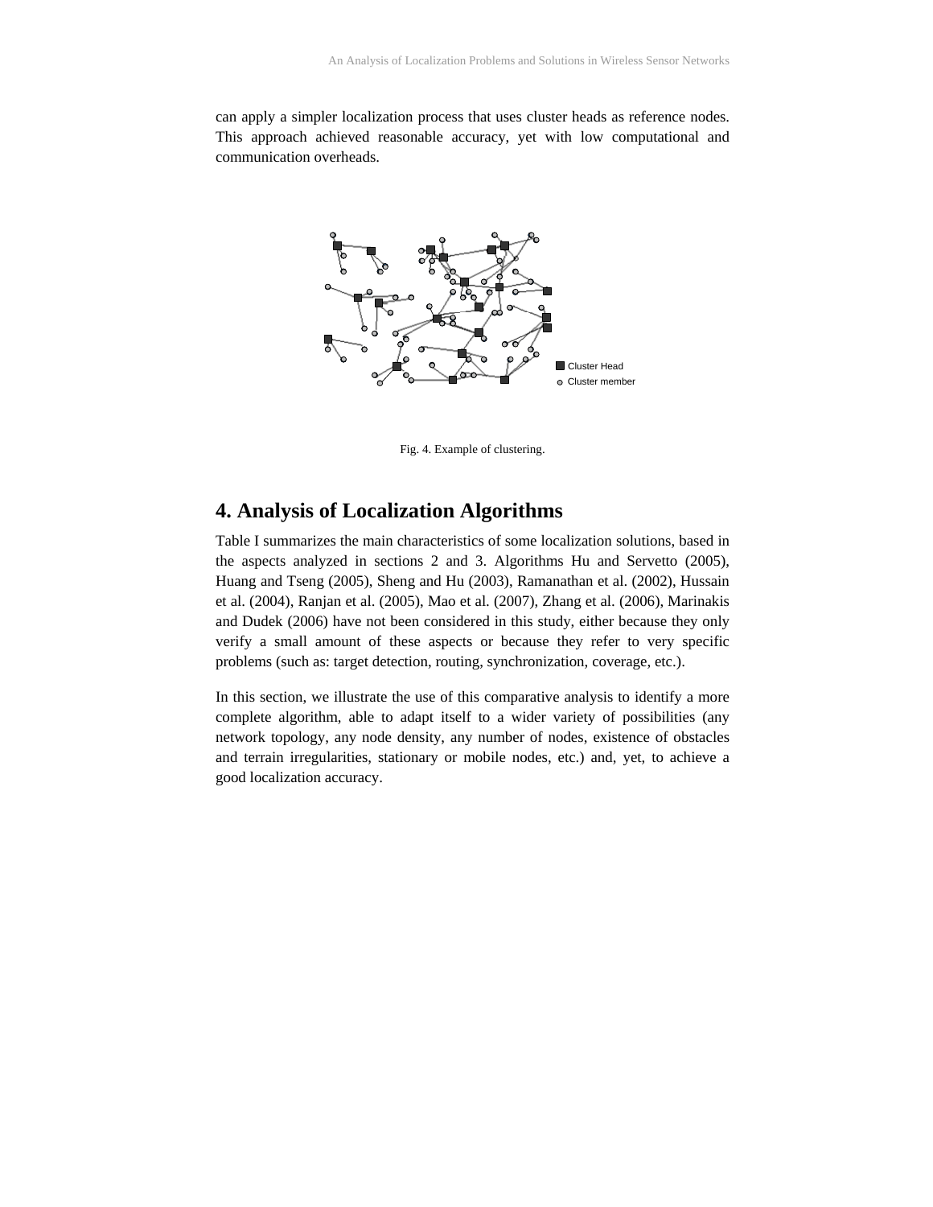can apply a simpler localization process that uses cluster heads as reference nodes. This approach achieved reasonable accuracy, yet with low computational and communication overheads.

Fig. 4. Example of clustering.

## 4. Analysis of Localization Algorithms

Table I summarizes the main characteristics of some localization solutions, based in the aspects analyzed in sections 2 and 3. Algorithms Hu and Servetto (2005), Huang and Tseng (2005), Sheng and Hu (2003), Ramanathan et al. (2002), Hussain et al. (2004), Ranjan et al. (2005), Mao et al. (2007), Zhang et al. (2006), Marinakis and Dudek (2006) have not been considered in this study, either because they only verify a small amount of these aspects or because they refer to very specific problems (such as: target detection, routing, synchronization, coverage, etc.).

In this section, we illustrate the use of this comparative analysis to identify a more complete algorithm, able to adapt itself to a wider variety of possibilities (any network topology, any node density, any number of nodes, existence of obstacles and terrain irregularities, stationary or mobile nodes, etc.) and, yet, to achieve a good localization accuracy.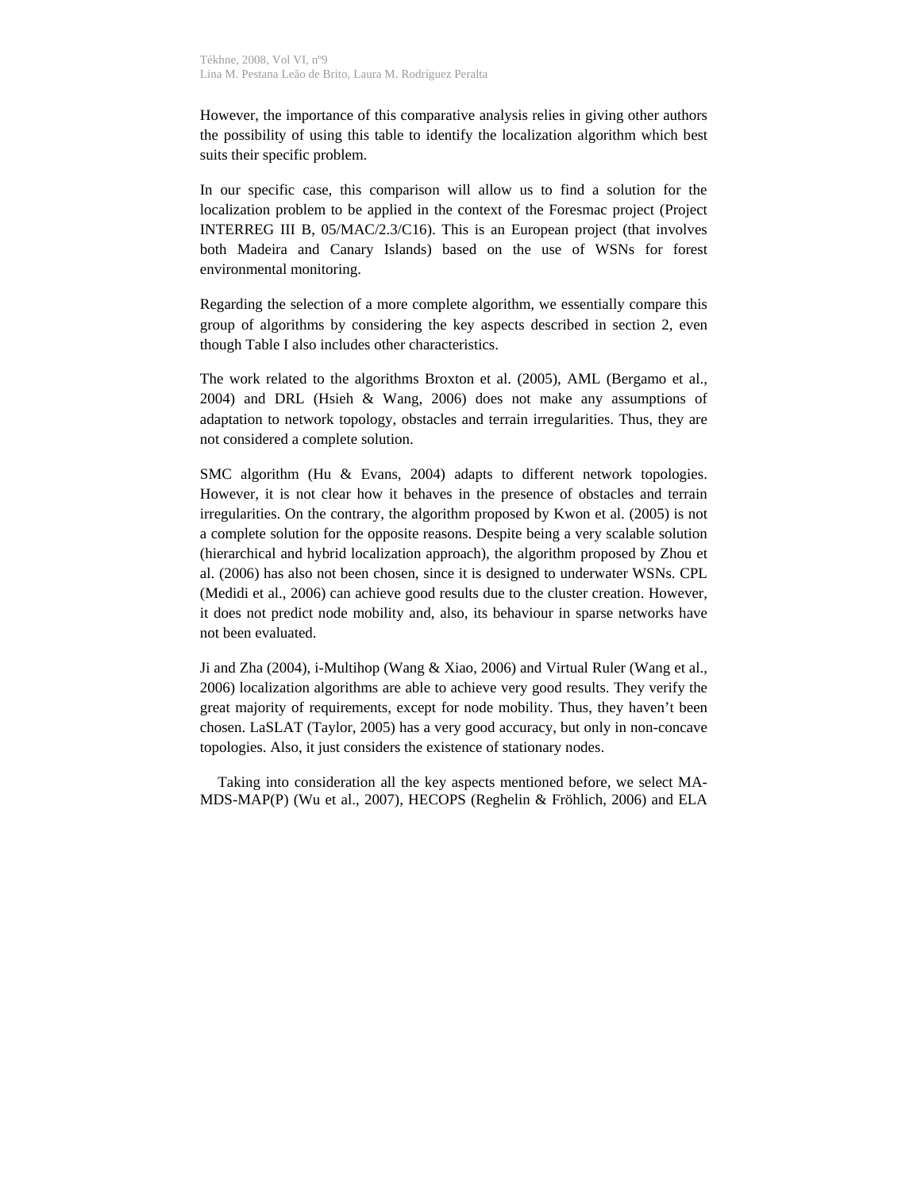However, the importance of this comparative analysis relies in giving other authors the possibility of using this table to identify the localization algorithm which best suits their specific problem.

In our specific case, this comparison will allow us to find a solution for the localization problem to be applied in the context of the Foresmac project (Project INTERREG III B, 05/MAC/2.3/C16). This is an European project (that involves both Madeira and Canary Islands) based on the use of WSNs for forest environmental monitoring.

Regarding the selection of a more complete algorithm, we essentially compare this group of algorithms by considering the key aspects described in section 2, even though Table I also includes other characteristics.

The work related to the algorithms Broxton et al. (2005), AML (Bergamo et al., 2004) and DRL (Hsieh & Wang, 2006) does not make any assumptions of adaptation to network topology, obstacles and terrain irregularities. Thus, they are not considered a complete solution.

SMC algorithm (Hu & Evans, 2004) adapts to different network topologies. However, it is not clear how it behaves in the presence of obstacles and terrain irregularities. On the contrary, the algorithm proposed by Kwon et al. (2005) is not a complete solution for the opposite reasons. Despite being a very scalable solution (hierarchical and hybrid localization approach), the algorithm proposed by Zhou et al. (2006) has also not been chosen, since it is designed to underwater WSNs. CPL (Medidi et al., 2006) can achieve good results due to the cluster creation. However, it does not predict node mobility and, also, its behaviour in sparse networks have not been evaluated.

Ji and Zha (2004), i-Multihop (Wang & Xiao, 2006) and Virtual Ruler (Wang et al., 2006) localization algorithms are able to achieve very good results. They verify the great majority of requirements, except for node mobility. Thus, they haven't been chosen. LaSLAT (Taylor, 2005) has a very good accuracy, but only in non-concave topologies. Also, it just considers the existence of stationary nodes.

Taking into consideration all the key aspects mentioned before, we select MA-MDS-MAP(P) (Wu et al., 2007), HECOPS (Reghelin & Fröhlich, 2006) and ELA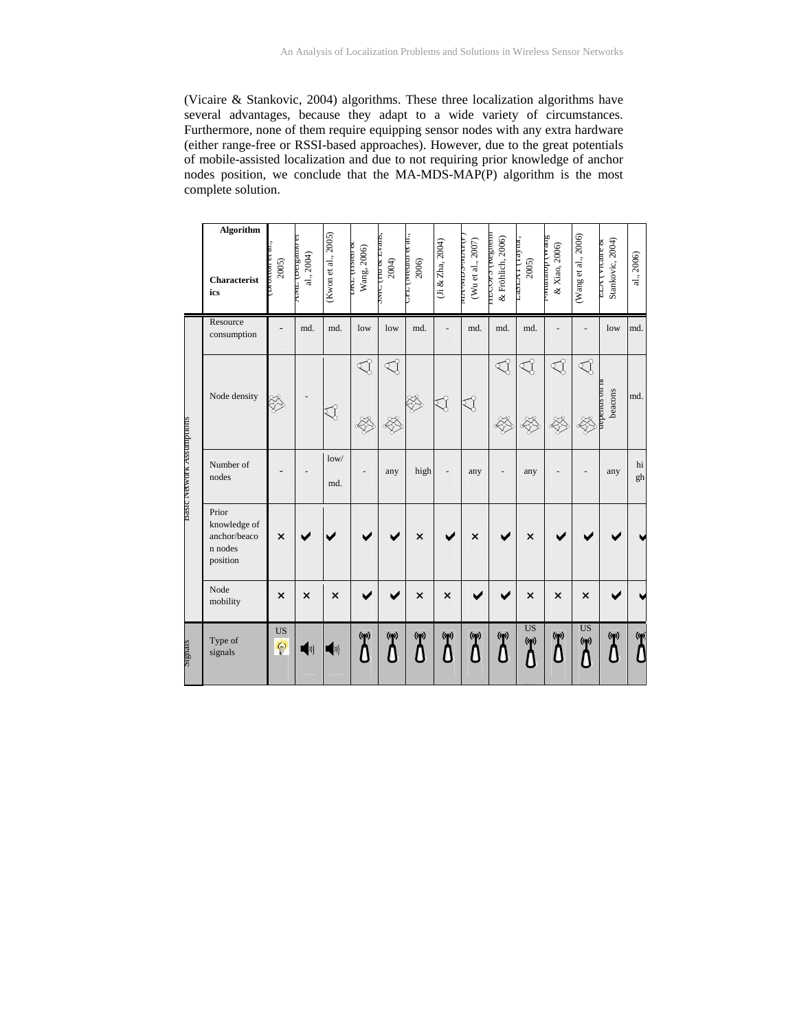(Vicaire & Stankovic, 2004) algorithms. These three localization algorithms have several advantages, because they adapt to a wide variety of circumstances. Furthermore, none of them require equipping sensor nodes with any extra hardware (either range-free or RSSI-based approaches). However, due to the great potentials of mobile-assisted localization and due to not requiring prior knowledge of anchor nodes position, we conclude that the MA-MDS-MAP(P) algorithm is the most complete solution.

| | Algorithm / Characteristics | (Broxton et al., 2005) | AML (Bergamo et al., 2004) | (Kwon et al., 2005) | DRL (Hsieh & Wang, 2006) | SMC (Hu & Evans, 2004) | CPE (Medidi et al., 2006) | (Ji & Zha, 2004) | MA-MDS-MAP(P) (Wu et al., 2007) | HECOPS (Reghelin & Fröhlich, 2006) | LaSLAT (Taylor, 2005) | i-Multihop (Wang & Xiao, 2006) | (Wang et al., 2006) | ELA (Vicaire & Stankovic, 2004) | al., 2006) |
|---|---|---|---|---|---|---|---|---|---|---|---|---|---|---|---|
| Basic Network Assumptions | Resource consumption | - | md. | md. | low | low | md. | - | md. | md. | md. | - | - | low | md. |
| | Node density | | - | | | | | | | | | | | depends on nr beacons | md. |
| | Number of nodes | - | - | low/ md. | - | any | high | - | any | - | any | - | - | any | high |
| | Prior knowledge of anchor/beacon nodes position | ✗ | ✔ | ✔ | ✔ | ✔ | ✗ | ✔ | ✗ | ✔ | ✗ | ✔ | ✔ | ✔ | ✔ |
| | Node mobility | ✗ | ✗ | ✗ | ✔ | ✔ | ✗ | ✗ | ✔ | ✔ | ✗ | ✗ | ✗ | ✔ | ✔ |
| Signals | Type of signals | US | | | | | | | | | US | | US | | |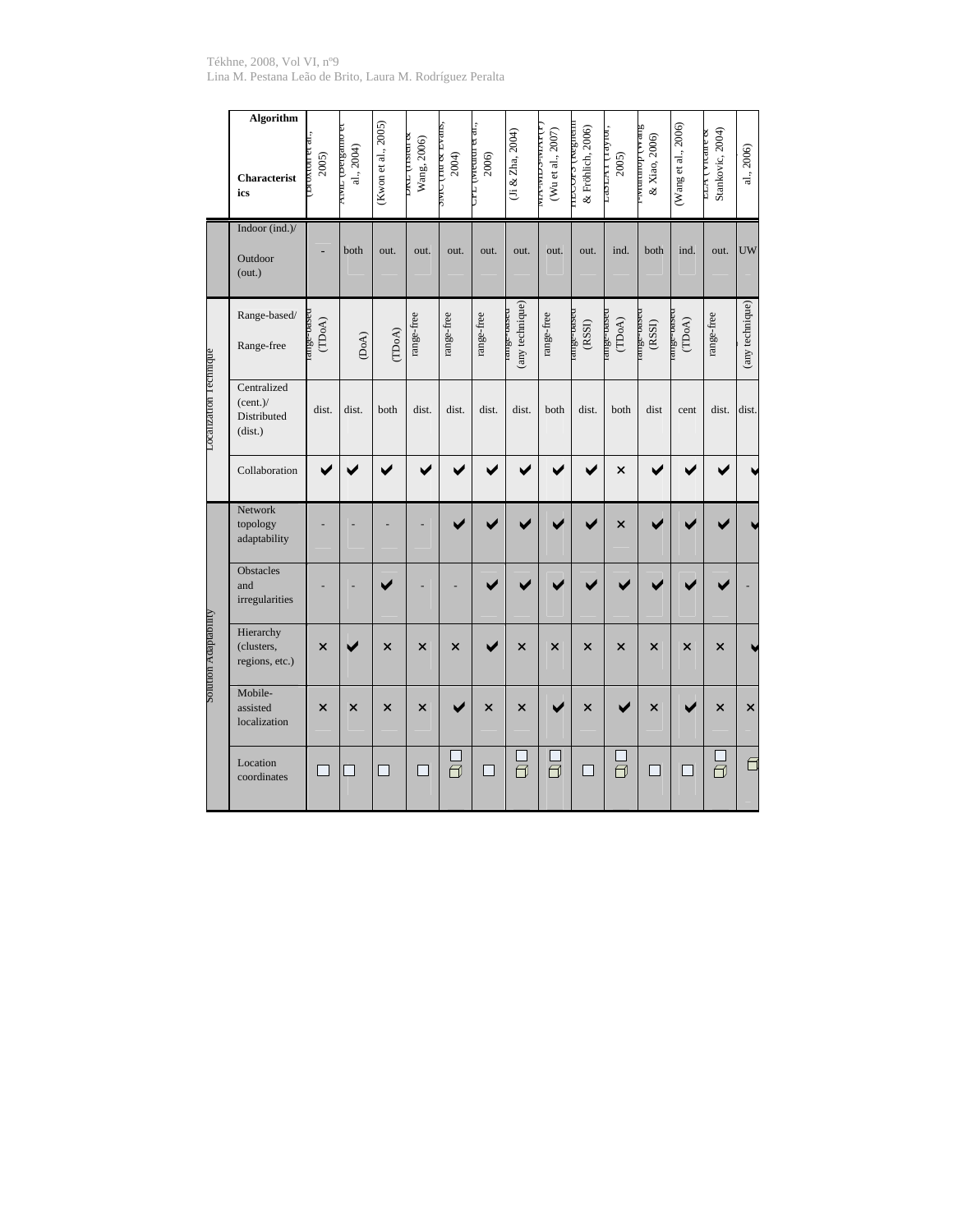| | Algorithm / Characteristics | (Broxton et al., 2005) | AML (Bergamo et al., 2004) | (Kwon et al., 2005) | DRL (Hsieh & Wang, 2006) | SMC (Hu & Evans, 2004) | CPE (Medici et al., 2006) | (Ji & Zha, 2004) | MANIDS-MAP(P) (Wu et al., 2007) | HECOPS (Reghelin & Fröhlich, 2006) | LaSLAT (Taylor, 2005) | Multihop (Wang & Xiao, 2006) | (Wang et al., 2006) | LLA (Vicaire & Stankovic, 2004) | al., 2006) |
|---|---|---|---|---|---|---|---|---|---|---|---|---|---|---|---|
| | Indoor (ind.)/ Outdoor (out.) | - | both | out. | out. | out. | out. | out. | out. | out. | ind. | both | ind. | out. | UW |
| Localization Technique | Range-based/ Range-free | range-based (TDoA) | (DoA) | (TDoA) | range-free | range-free | range-free | range-based (any technique) | range-free | range-based (RSSI) | range-based (TDoA) | range-based (RSSI) | range-based (TDoA) | range-free | (any technique) |
| | Centralized (cent.)/ Distributed (dist.) | dist. | dist. | both | dist. | dist. | dist. | dist. | both | dist. | both | dist | cent | dist. | dist. |
| | Collaboration | ✔ | ✔ | ✔ | ✔ | ✔ | ✔ | ✔ | ✔ | ✔ | ✕ | ✔ | ✔ | ✔ | ✔ |
| Solution Adaptability | Network topology adaptability | - | - | - | - | ✔ | ✔ | ✔ | ✔ | ✔ | ✕ | ✔ | ✔ | ✔ | ✔ |
| | Obstacles and irregularities | - | - | ✔ | - | - | ✔ | ✔ | ✔ | ✔ | ✔ | ✔ | ✔ | ✔ | - |
| | Hierarchy (clusters, regions, etc.) | ✕ | ✔ | ✕ | ✕ | ✕ | ✔ | ✕ | ✕ | ✕ | ✕ | ✕ | ✕ | ✕ | ✔ |
| | Mobile-assisted localization | ✕ | ✕ | ✕ | ✕ | ✔ | ✕ | ✕ | ✔ | ✕ | ✔ | ✕ | ✔ | ✕ | ✕ |
| | Location coordinates | □ | □ | □ | □ | □ ⬚ | □ | □ ⬚ | □ ⬚ | □ | □ ⬚ | □ | □ | □ ⬚ | ⬚ |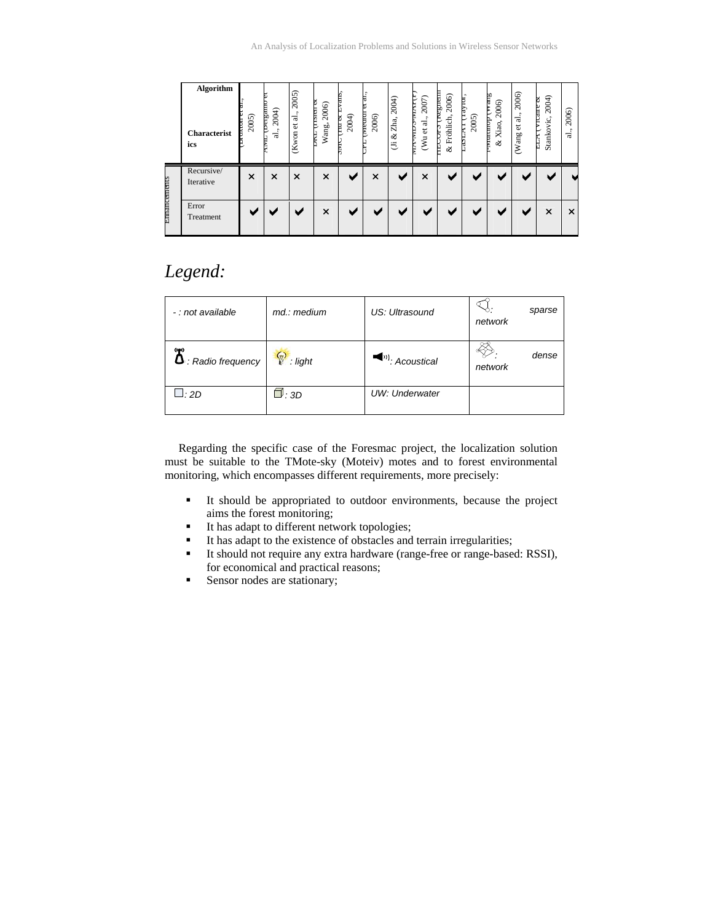| | Algorithm / Characteristics | (Broxton et al., 2005) | AML (Bergamo et al., 2004) | (Kwon et al., 2005) | DRL (Hsieh & Wang, 2006) | SMC (Hu & Evans, 2004) | CPE (Medina et al., 2006) | (Ji & Zha, 2004) | MA-MDS-MAP(P) (Wu et al., 2007) | HECOPS (Reghelin & Fröhlich, 2006) | LaSLAT (Taylor, 2005) | Multihop (Wang & Xiao, 2006) | (Wang et al., 2006) | ELA (Vicaire & Stankovic, 2004) | al., 2006) |
|---|---|---|---|---|---|---|---|---|---|---|---|---|---|---|---|
| Enhancements | Recursive/ Iterative | × | × | × | × | ✔ | × | ✔ | × | ✔ | ✔ | ✔ | ✔ | ✔ | ✔ |
| | Error Treatment | ✔ | ✔ | ✔ | × | ✔ | ✔ | ✔ | ✔ | ✔ | ✔ | ✔ | ✔ | × | × |

## *Legend:*

| | | | |
|---|---|---|---|
| - : not available | md.: medium | US: Ultrasound | : sparse network |
| : Radio frequency | : light | : Acoustical | : dense network |
| : 2D | : 3D | UW: Underwater | |

Regarding the specific case of the Foresmac project, the localization solution must be suitable to the TMote-sky (Moteiv) motes and to forest environmental monitoring, which encompasses different requirements, more precisely:

- It should be appropriated to outdoor environments, because the project aims the forest monitoring;
- It has adapt to different network topologies;
- It has adapt to the existence of obstacles and terrain irregularities;
- It should not require any extra hardware (range-free or range-based: RSSI), for economical and practical reasons;
- Sensor nodes are stationary;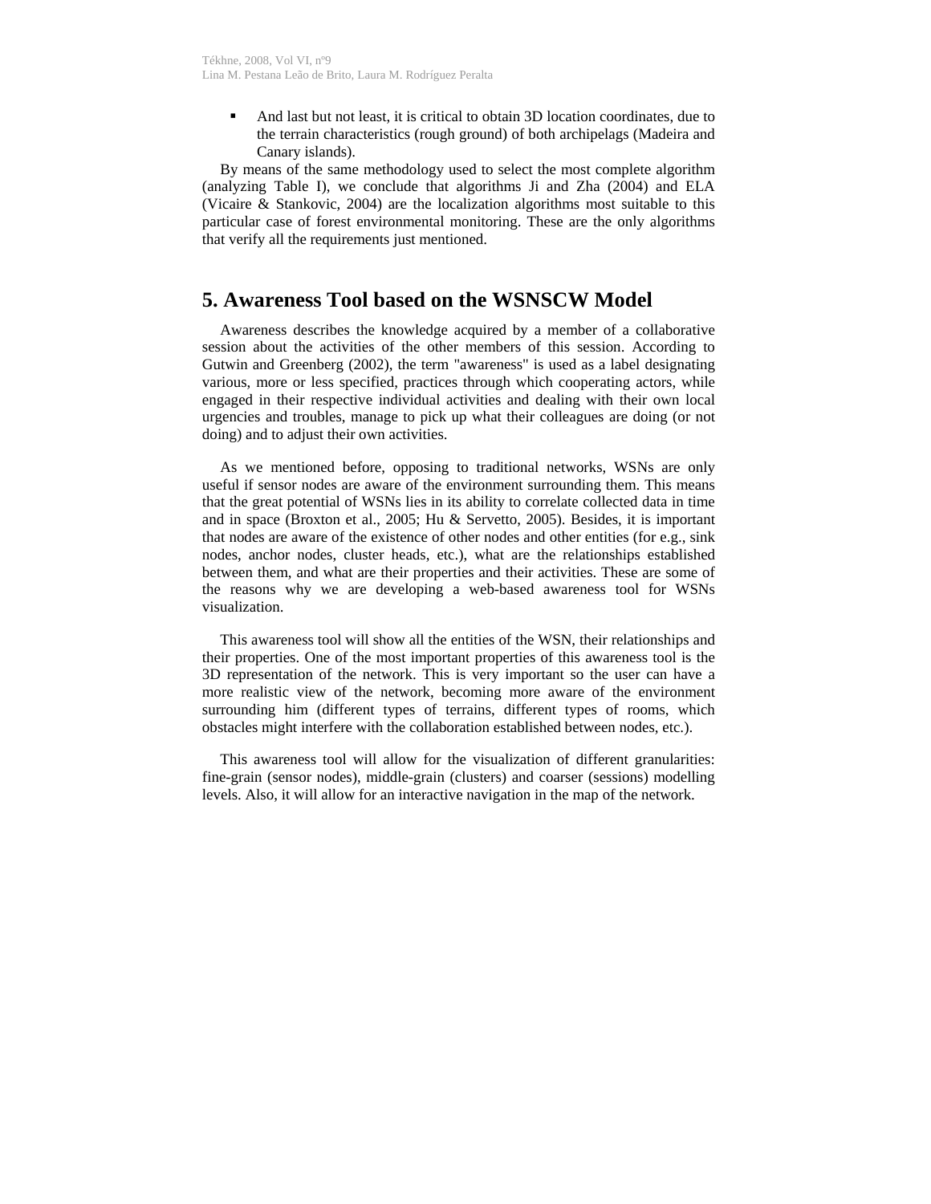- And last but not least, it is critical to obtain 3D location coordinates, due to the terrain characteristics (rough ground) of both archipelags (Madeira and Canary islands).

By means of the same methodology used to select the most complete algorithm (analyzing Table I), we conclude that algorithms Ji and Zha (2004) and ELA (Vicaire & Stankovic, 2004) are the localization algorithms most suitable to this particular case of forest environmental monitoring. These are the only algorithms that verify all the requirements just mentioned.

## 5. Awareness Tool based on the WSNSCW Model

Awareness describes the knowledge acquired by a member of a collaborative session about the activities of the other members of this session. According to Gutwin and Greenberg (2002), the term "awareness" is used as a label designating various, more or less specified, practices through which cooperating actors, while engaged in their respective individual activities and dealing with their own local urgencies and troubles, manage to pick up what their colleagues are doing (or not doing) and to adjust their own activities.

As we mentioned before, opposing to traditional networks, WSNs are only useful if sensor nodes are aware of the environment surrounding them. This means that the great potential of WSNs lies in its ability to correlate collected data in time and in space (Broxton et al., 2005; Hu & Servetto, 2005). Besides, it is important that nodes are aware of the existence of other nodes and other entities (for e.g., sink nodes, anchor nodes, cluster heads, etc.), what are the relationships established between them, and what are their properties and their activities. These are some of the reasons why we are developing a web-based awareness tool for WSNs visualization.

This awareness tool will show all the entities of the WSN, their relationships and their properties. One of the most important properties of this awareness tool is the 3D representation of the network. This is very important so the user can have a more realistic view of the network, becoming more aware of the environment surrounding him (different types of terrains, different types of rooms, which obstacles might interfere with the collaboration established between nodes, etc.).

This awareness tool will allow for the visualization of different granularities: fine-grain (sensor nodes), middle-grain (clusters) and coarser (sessions) modelling levels. Also, it will allow for an interactive navigation in the map of the network.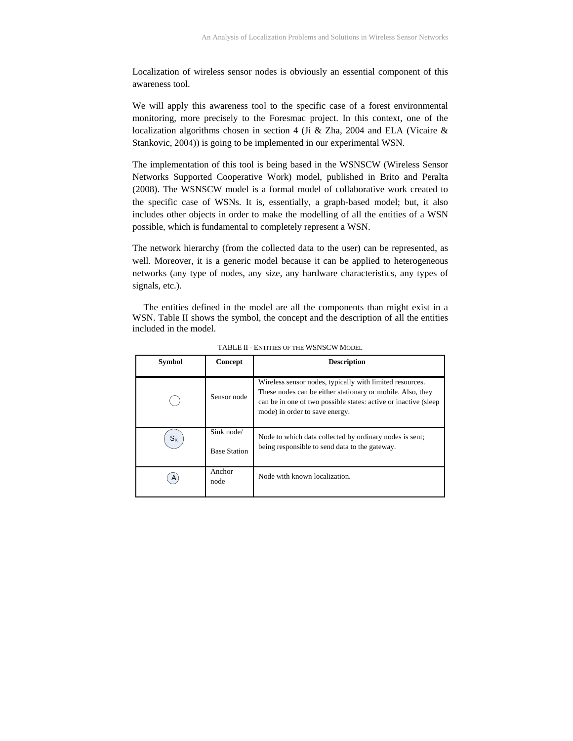Localization of wireless sensor nodes is obviously an essential component of this awareness tool.

We will apply this awareness tool to the specific case of a forest environmental monitoring, more precisely to the Foresmac project. In this context, one of the localization algorithms chosen in section 4 (Ji & Zha, 2004 and ELA (Vicaire & Stankovic, 2004)) is going to be implemented in our experimental WSN.

The implementation of this tool is being based in the WSNSCW (Wireless Sensor Networks Supported Cooperative Work) model, published in Brito and Peralta (2008). The WSNSCW model is a formal model of collaborative work created to the specific case of WSNs. It is, essentially, a graph-based model; but, it also includes other objects in order to make the modelling of all the entities of a WSN possible, which is fundamental to completely represent a WSN.

The network hierarchy (from the collected data to the user) can be represented, as well. Moreover, it is a generic model because it can be applied to heterogeneous networks (any type of nodes, any size, any hardware characteristics, any types of signals, etc.).

The entities defined in the model are all the components than might exist in a WSN. Table II shows the symbol, the concept and the description of all the entities included in the model.

TABLE II - ENTITIES OF THE WSNSCW MODEL

| Symbol | Concept | Description |
|---|---|---|
| ○ | Sensor node | Wireless sensor nodes, typically with limited resources. These nodes can be either stationary or mobile. Also, they can be in one of two possible states: active or inactive (sleep mode) in order to save energy. |
| $S_K$ | Sink node/ Base Station | Node to which data collected by ordinary nodes is sent; being responsible to send data to the gateway. |
| A | Anchor node | Node with known localization. |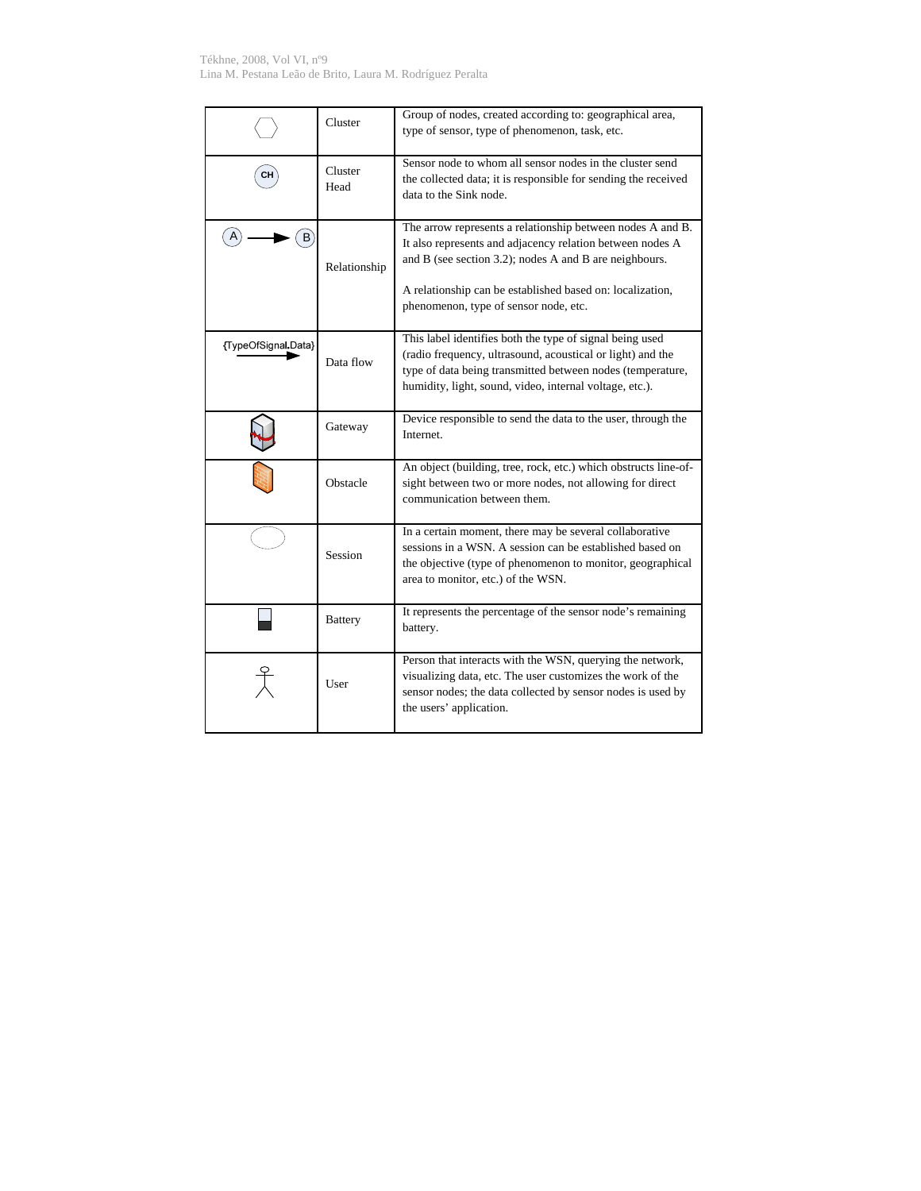| | | |
|---|---|---|
| | Cluster | Group of nodes, created according to: geographical area, type of sensor, type of phenomenon, task, etc. |
| CH | Cluster Head | Sensor node to whom all sensor nodes in the cluster send the collected data; it is responsible for sending the received data to the Sink node. |
| A → B | Relationship | The arrow represents a relationship between nodes A and B. It also represents and adjacency relation between nodes A and B (see section 3.2); nodes A and B are neighbours.<br><br>A relationship can be established based on: localization, phenomenon, type of sensor node, etc. |
| {TypeOfSignal,Data} → | Data flow | This label identifies both the type of signal being used (radio frequency, ultrasound, acoustical or light) and the type of data being transmitted between nodes (temperature, humidity, light, sound, video, internal voltage, etc.). |
| | Gateway | Device responsible to send the data to the user, through the Internet. |
| | Obstacle | An object (building, tree, rock, etc.) which obstructs line-of-sight between two or more nodes, not allowing for direct communication between them. |
| | Session | In a certain moment, there may be several collaborative sessions in a WSN. A session can be established based on the objective (type of phenomenon to monitor, geographical area to monitor, etc.) of the WSN. |
| | Battery | It represents the percentage of the sensor node's remaining battery. |
| | User | Person that interacts with the WSN, querying the network, visualizing data, etc. The user customizes the work of the sensor nodes; the data collected by sensor nodes is used by the users' application. |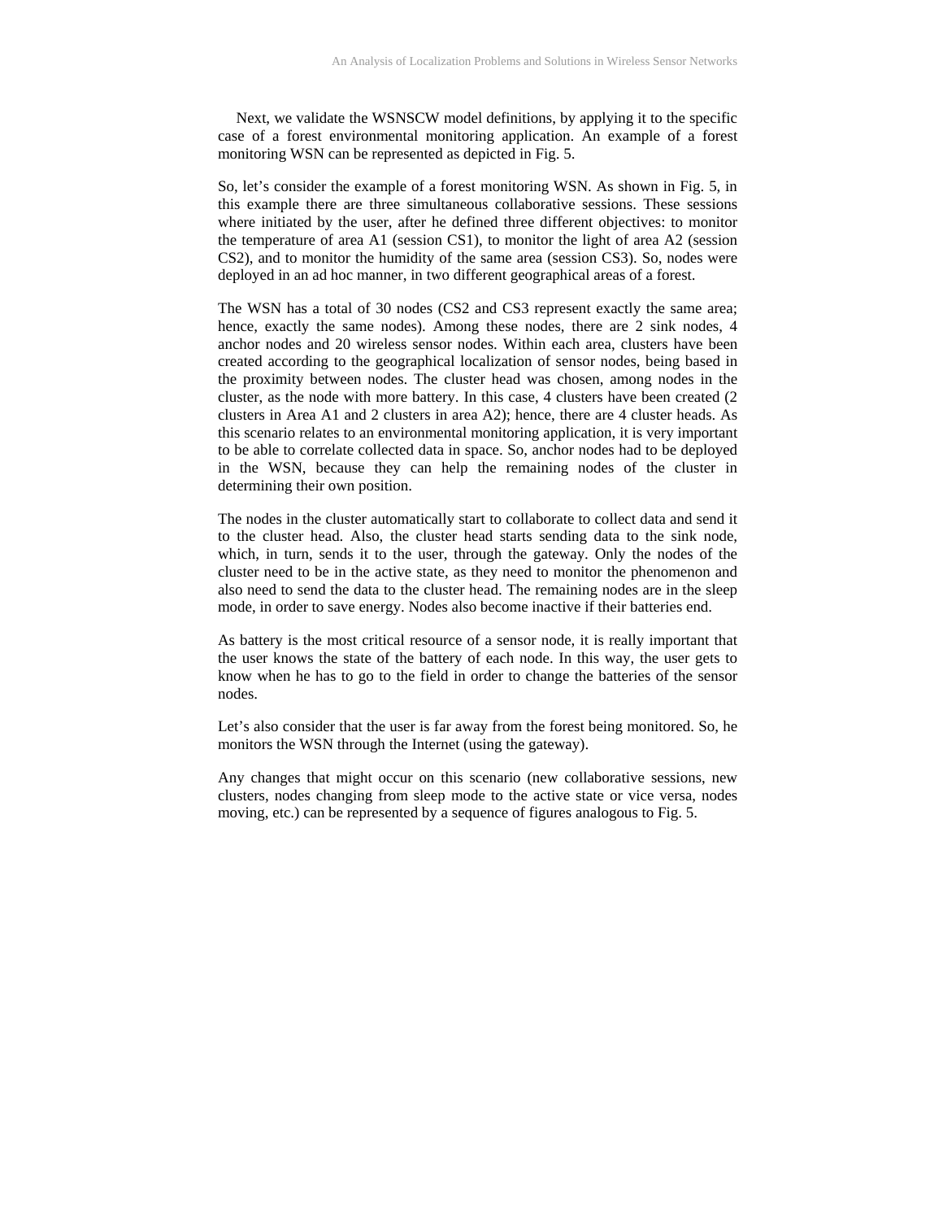Next, we validate the WSNSCW model definitions, by applying it to the specific case of a forest environmental monitoring application. An example of a forest monitoring WSN can be represented as depicted in Fig. 5.

So, let's consider the example of a forest monitoring WSN. As shown in Fig. 5, in this example there are three simultaneous collaborative sessions. These sessions where initiated by the user, after he defined three different objectives: to monitor the temperature of area A1 (session CS1), to monitor the light of area A2 (session CS2), and to monitor the humidity of the same area (session CS3). So, nodes were deployed in an ad hoc manner, in two different geographical areas of a forest.

The WSN has a total of 30 nodes (CS2 and CS3 represent exactly the same area; hence, exactly the same nodes). Among these nodes, there are 2 sink nodes, 4 anchor nodes and 20 wireless sensor nodes. Within each area, clusters have been created according to the geographical localization of sensor nodes, being based in the proximity between nodes. The cluster head was chosen, among nodes in the cluster, as the node with more battery. In this case, 4 clusters have been created (2 clusters in Area A1 and 2 clusters in area A2); hence, there are 4 cluster heads. As this scenario relates to an environmental monitoring application, it is very important to be able to correlate collected data in space. So, anchor nodes had to be deployed in the WSN, because they can help the remaining nodes of the cluster in determining their own position.

The nodes in the cluster automatically start to collaborate to collect data and send it to the cluster head. Also, the cluster head starts sending data to the sink node, which, in turn, sends it to the user, through the gateway. Only the nodes of the cluster need to be in the active state, as they need to monitor the phenomenon and also need to send the data to the cluster head. The remaining nodes are in the sleep mode, in order to save energy. Nodes also become inactive if their batteries end.

As battery is the most critical resource of a sensor node, it is really important that the user knows the state of the battery of each node. In this way, the user gets to know when he has to go to the field in order to change the batteries of the sensor nodes.

Let's also consider that the user is far away from the forest being monitored. So, he monitors the WSN through the Internet (using the gateway).

Any changes that might occur on this scenario (new collaborative sessions, new clusters, nodes changing from sleep mode to the active state or vice versa, nodes moving, etc.) can be represented by a sequence of figures analogous to Fig. 5.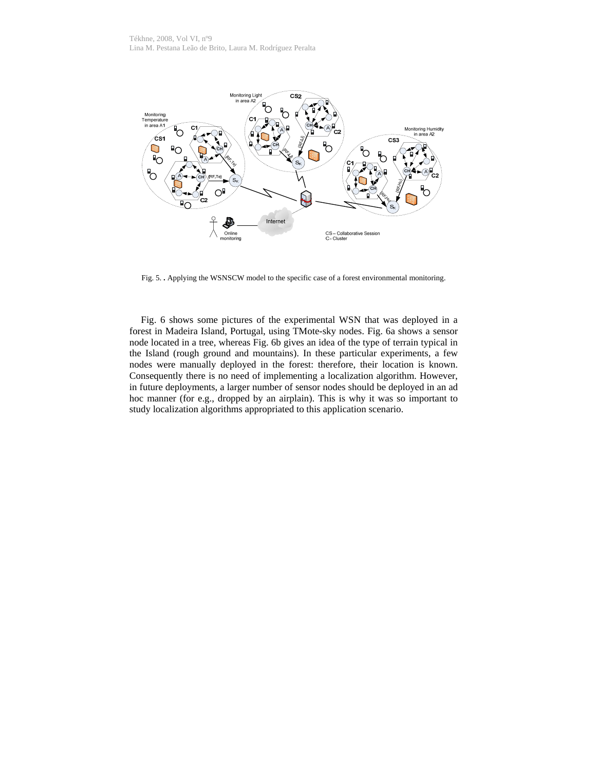Fig. 5. . Applying the WSNSCW model to the specific case of a forest environmental monitoring.

Fig. 6 shows some pictures of the experimental WSN that was deployed in a forest in Madeira Island, Portugal, using TMote-sky nodes. Fig. 6a shows a sensor node located in a tree, whereas Fig. 6b gives an idea of the type of terrain typical in the Island (rough ground and mountains). In these particular experiments, a few nodes were manually deployed in the forest: therefore, their location is known. Consequently there is no need of implementing a localization algorithm. However, in future deployments, a larger number of sensor nodes should be deployed in an ad hoc manner (for e.g., dropped by an airplain). This is why it was so important to study localization algorithms appropriated to this application scenario.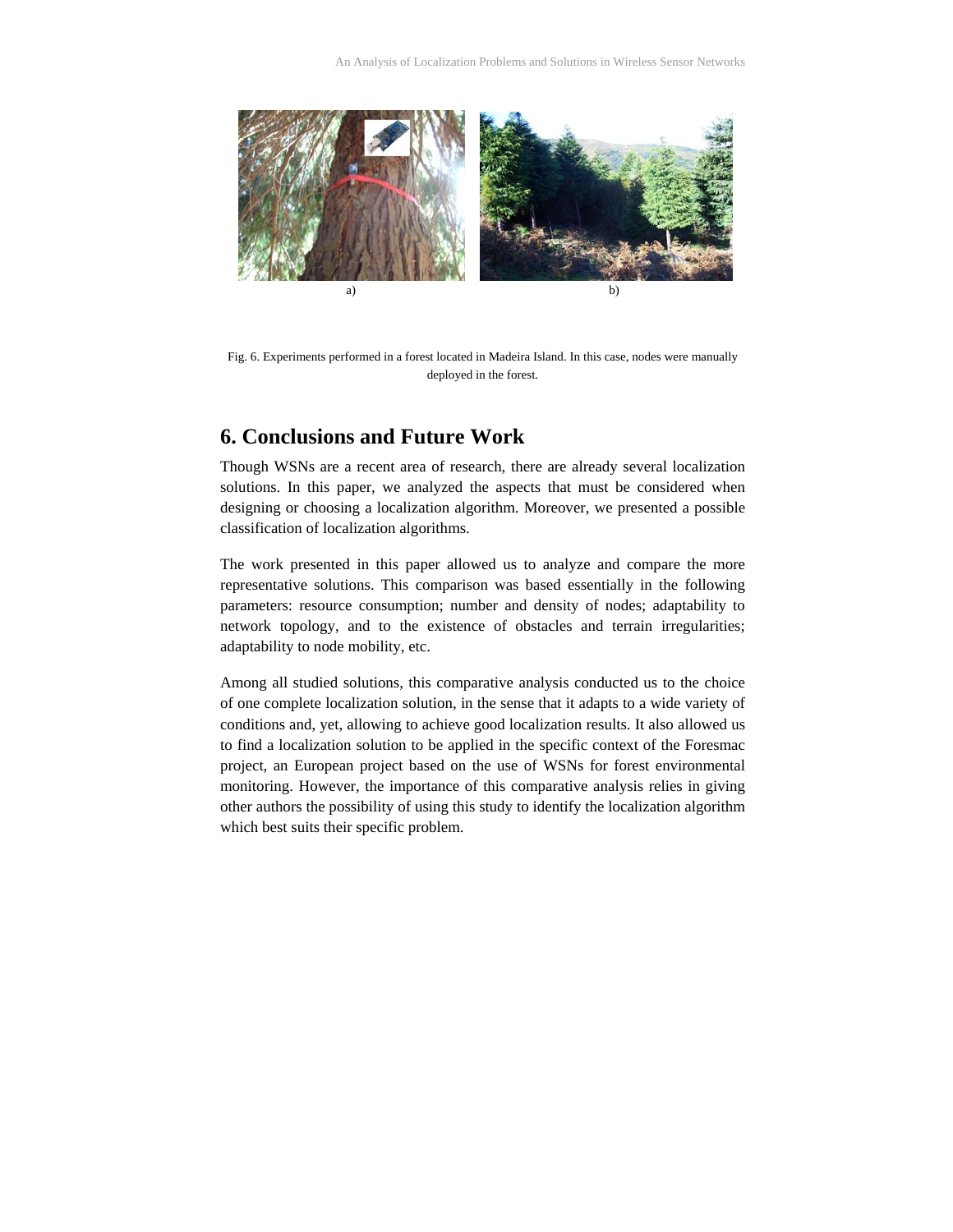a) b)

Fig. 6. Experiments performed in a forest located in Madeira Island. In this case, nodes were manually deployed in the forest.

## 6. Conclusions and Future Work

Though WSNs are a recent area of research, there are already several localization solutions. In this paper, we analyzed the aspects that must be considered when designing or choosing a localization algorithm. Moreover, we presented a possible classification of localization algorithms.

The work presented in this paper allowed us to analyze and compare the more representative solutions. This comparison was based essentially in the following parameters: resource consumption; number and density of nodes; adaptability to network topology, and to the existence of obstacles and terrain irregularities; adaptability to node mobility, etc.

Among all studied solutions, this comparative analysis conducted us to the choice of one complete localization solution, in the sense that it adapts to a wide variety of conditions and, yet, allowing to achieve good localization results. It also allowed us to find a localization solution to be applied in the specific context of the Foresmac project, an European project based on the use of WSNs for forest environmental monitoring. However, the importance of this comparative analysis relies in giving other authors the possibility of using this study to identify the localization algorithm which best suits their specific problem.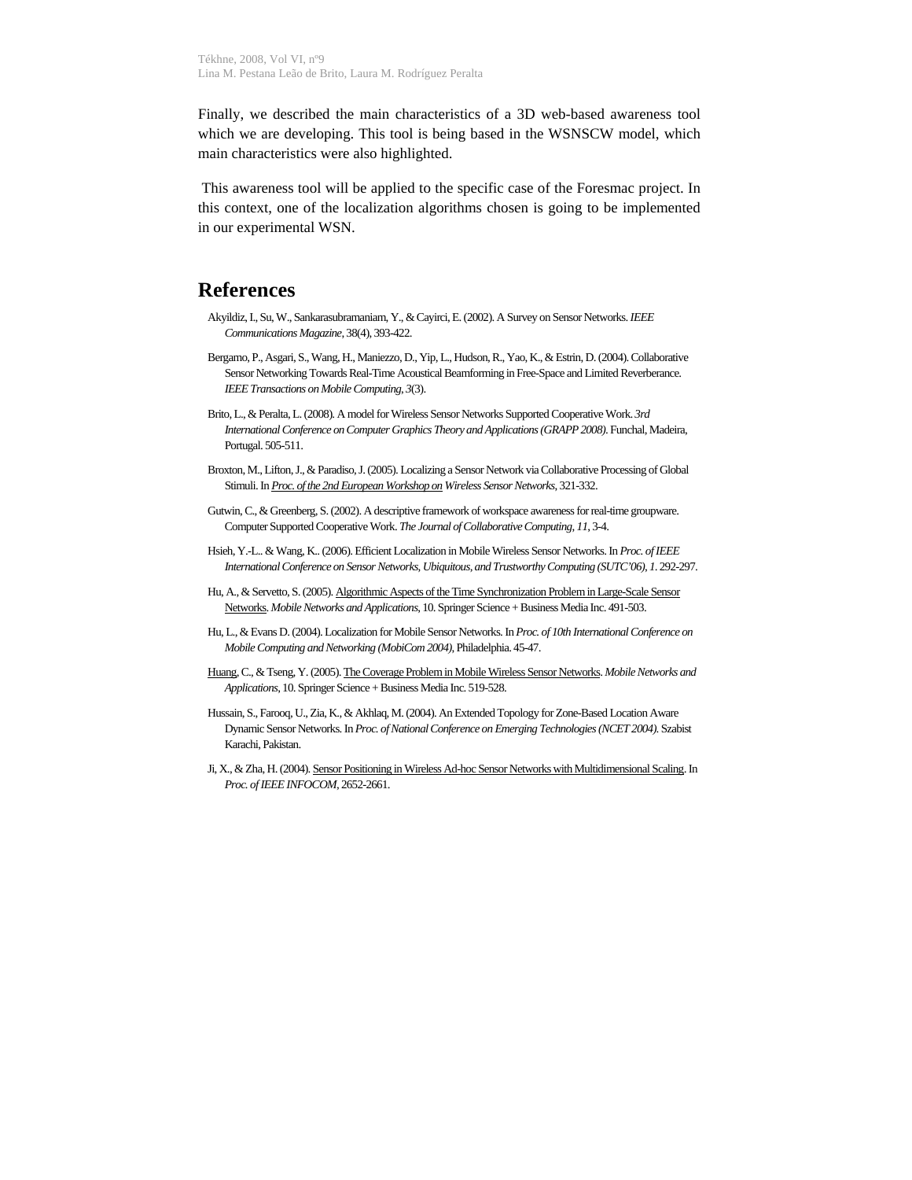Finally, we described the main characteristics of a 3D web-based awareness tool which we are developing. This tool is being based in the WSNSCW model, which main characteristics were also highlighted.

This awareness tool will be applied to the specific case of the Foresmac project. In this context, one of the localization algorithms chosen is going to be implemented in our experimental WSN.

# References

Akyildiz, I., Su, W., Sankarasubramaniam, Y., & Cayirci, E. (2002). A Survey on Sensor Networks. *IEEE Communications Magazine*, 38(4), 393-422.

Bergamo, P., Asgari, S., Wang, H., Maniezzo, D., Yip, L., Hudson, R., Yao, K., & Estrin, D. (2004). Collaborative Sensor Networking Towards Real-Time Acoustical Beamforming in Free-Space and Limited Reverberance. *IEEE Transactions on Mobile Computing*, *3*(3).

Brito, L., & Peralta, L. (2008). A model for Wireless Sensor Networks Supported Cooperative Work. *3rd International Conference on Computer Graphics Theory and Applications (GRAPP 2008)*. Funchal, Madeira, Portugal. 505-511.

Broxton, M., Lifton, J., & Paradiso, J. (2005). Localizing a Sensor Network via Collaborative Processing of Global Stimuli. In *Proc. of the 2nd European Workshop on Wireless Sensor Networks*, 321-332.

Gutwin, C., & Greenberg, S. (2002). A descriptive framework of workspace awareness for real-time groupware. Computer Supported Cooperative Work. *The Journal of Collaborative Computing*, *11*, 3-4.

Hsieh, Y.-L.. & Wang, K.. (2006). Efficient Localization in Mobile Wireless Sensor Networks. In *Proc. of IEEE International Conference on Sensor Networks, Ubiquitous, and Trustworthy Computing (SUTC'06)*, *1*. 292-297.

Hu, A., & Servetto, S. (2005). Algorithmic Aspects of the Time Synchronization Problem in Large-Scale Sensor Networks. *Mobile Networks and Applications*, 10. Springer Science + Business Media Inc. 491-503.

Hu, L., & Evans D. (2004). Localization for Mobile Sensor Networks. In *Proc. of 10th International Conference on Mobile Computing and Networking (MobiCom 2004)*, Philadelphia. 45-47.

Huang, C., & Tseng, Y. (2005). The Coverage Problem in Mobile Wireless Sensor Networks. *Mobile Networks and Applications*, 10. Springer Science + Business Media Inc. 519-528.

Hussain, S., Farooq, U., Zia, K., & Akhlaq, M. (2004). An Extended Topology for Zone-Based Location Aware Dynamic Sensor Networks. In *Proc. of National Conference on Emerging Technologies (NCET 2004)*. Szabist Karachi, Pakistan.

Ji, X., & Zha, H. (2004). Sensor Positioning in Wireless Ad-hoc Sensor Networks with Multidimensional Scaling. In *Proc. of IEEE INFOCOM*, 2652-2661.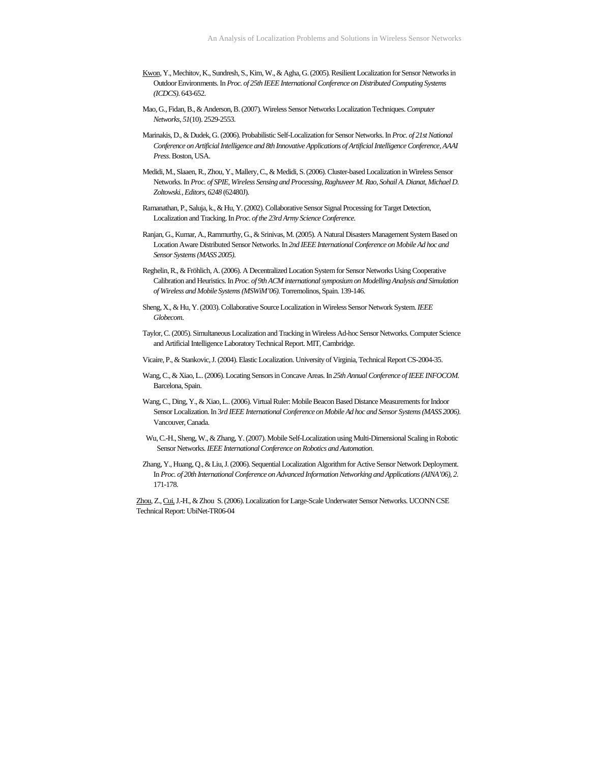Kwon, Y., Mechitov, K., Sundresh, S., Kim, W., & Agha, G. (2005). Resilient Localization for Sensor Networks in Outdoor Environments. In *Proc. of 25th IEEE International Conference on Distributed Computing Systems (ICDCS)*. 643-652.

Mao, G., Fidan, B., & Anderson, B. (2007). Wireless Sensor Networks Localization Techniques. *Computer Networks, 51*(10). 2529-2553.

Marinakis, D., & Dudek, G. (2006). Probabilistic Self-Localization for Sensor Networks. In *Proc. of 21st National Conference on Artificial Intelligence and 8th Innovative Applications of Artificial Intelligence Conference, AAAI Press*. Boston, USA.

Medidi, M., Slaaen, R., Zhou, Y., Mallery, C., & Medidi, S. (2006). Cluster-based Localization in Wireless Sensor Networks. In *Proc. of SPIE, Wireless Sensing and Processing, Raghuveer M. Rao, Sohail A. Dianat, Michael D. Zoltowski., Editors, 6248* (62480J).

Ramanathan, P., Saluja, k., & Hu, Y. (2002). Collaborative Sensor Signal Processing for Target Detection, Localization and Tracking. In *Proc. of the 23rd Army Science Conference.*

Ranjan, G., Kumar, A., Ramnurthy, G., & Srinivas, M. (2005). A Natural Disasters Management System Based on Location Aware Distributed Sensor Networks. In *2nd IEEE International Conference on Mobile Ad hoc and Sensor Systems (MASS 2005).*

Reghelin, R., & Fröhlich, A. (2006). A Decentralized Location System for Sensor Networks Using Cooperative Calibration and Heuristics. In *Proc. of 9th ACM international symposium on Modelling Analysis and Simulation of Wireless and Mobile Systems (MSWiM'06)*. Torremolinos, Spain. 139-146.

Sheng, X., & Hu, Y. (2003). Collaborative Source Localization in Wireless Sensor Network System. *IEEE Globecom*.

Taylor, C. (2005). Simultaneous Localization and Tracking in Wireless Ad-hoc Sensor Networks. Computer Science and Artificial Intelligence Laboratory Technical Report. MIT, Cambridge.

Vicaire, P., & Stankovic, J. (2004). Elastic Localization. University of Virginia, Technical Report CS-2004-35.

Wang, C., & Xiao, L.. (2006). Locating Sensors in Concave Areas. In *25th Annual Conference of IEEE INFOCOM.* Barcelona, Spain.

Wang, C., Ding, Y., & Xiao, L.. (2006). Virtual Ruler: Mobile Beacon Based Distance Measurements for Indoor Sensor Localization. In 3*rd IEEE International Conference on Mobile Ad hoc and Sensor Systems (MASS 2006).* Vancouver, Canada.

Wu, C.-H., Sheng, W., & Zhang, Y. (2007). Mobile Self-Localization using Multi-Dimensional Scaling in Robotic Sensor Networks. *IEEE International Conference on Robotics and Automation*.

Zhang, Y., Huang, Q., & Liu, J. (2006). Sequential Localization Algorithm for Active Sensor Network Deployment. In *Proc. of 20th International Conference on Advanced Information Networking and Applications (AINA'06), 2.* 171-178.

Zhou, Z., Cui, J.-H., & Zhou S. (2006). Localization for Large-Scale Underwater Sensor Networks. UCONN CSE Technical Report: UbiNet-TR06-04